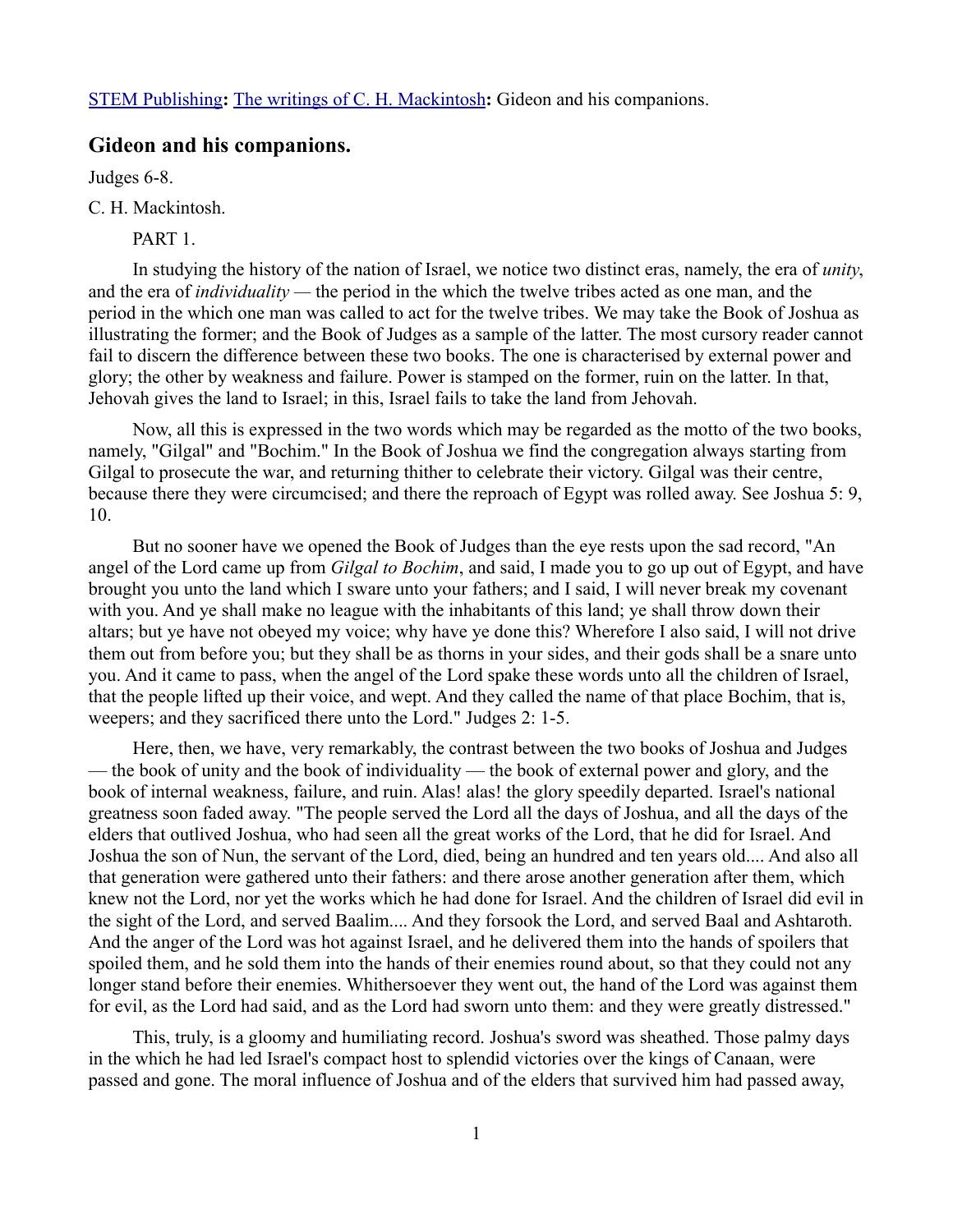STEM Publishing**:** The writings of C. H. Mackintosh**:** Gideon and his companions.

## Gideon and his companions.

Judges 6-8.

C. H. Mackintosh.

PART 1.

In studying the history of the nation of Israel, we notice two distinct eras, namely, the era of *unity*, and the era of *individuality* — the period in the which the twelve tribes acted as one man, and the period in the which one man was called to act for the twelve tribes. We may take the Book of Joshua as illustrating the former; and the Book of Judges as a sample of the latter. The most cursory reader cannot fail to discern the difference between these two books. The one is characterised by external power and glory; the other by weakness and failure. Power is stamped on the former, ruin on the latter. In that, Jehovah gives the land to Israel; in this, Israel fails to take the land from Jehovah.

Now, all this is expressed in the two words which may be regarded as the motto of the two books, namely, "Gilgal" and "Bochim." In the Book of Joshua we find the congregation always starting from Gilgal to prosecute the war, and returning thither to celebrate their victory. Gilgal was their centre, because there they were circumcised; and there the reproach of Egypt was rolled away. See Joshua 5: 9, 10.

But no sooner have we opened the Book of Judges than the eye rests upon the sad record, "An angel of the Lord came up from *Gilgal to Bochim*, and said, I made you to go up out of Egypt, and have brought you unto the land which I sware unto your fathers; and I said, I will never break my covenant with you. And ye shall make no league with the inhabitants of this land; ye shall throw down their altars; but ye have not obeyed my voice; why have ye done this? Wherefore I also said, I will not drive them out from before you; but they shall be as thorns in your sides, and their gods shall be a snare unto you. And it came to pass, when the angel of the Lord spake these words unto all the children of Israel, that the people lifted up their voice, and wept. And they called the name of that place Bochim, that is, weepers; and they sacrificed there unto the Lord." Judges 2: 1-5.

Here, then, we have, very remarkably, the contrast between the two books of Joshua and Judges — the book of unity and the book of individuality — the book of external power and glory, and the book of internal weakness, failure, and ruin. Alas! alas! the glory speedily departed. Israel's national greatness soon faded away. "The people served the Lord all the days of Joshua, and all the days of the elders that outlived Joshua, who had seen all the great works of the Lord, that he did for Israel. And Joshua the son of Nun, the servant of the Lord, died, being an hundred and ten years old.... And also all that generation were gathered unto their fathers: and there arose another generation after them, which knew not the Lord, nor yet the works which he had done for Israel. And the children of Israel did evil in the sight of the Lord, and served Baalim.... And they forsook the Lord, and served Baal and Ashtaroth. And the anger of the Lord was hot against Israel, and he delivered them into the hands of spoilers that spoiled them, and he sold them into the hands of their enemies round about, so that they could not any longer stand before their enemies. Whithersoever they went out, the hand of the Lord was against them for evil, as the Lord had said, and as the Lord had sworn unto them: and they were greatly distressed."

This, truly, is a gloomy and humiliating record. Joshua's sword was sheathed. Those palmy days in the which he had led Israel's compact host to splendid victories over the kings of Canaan, were passed and gone. The moral influence of Joshua and of the elders that survived him had passed away,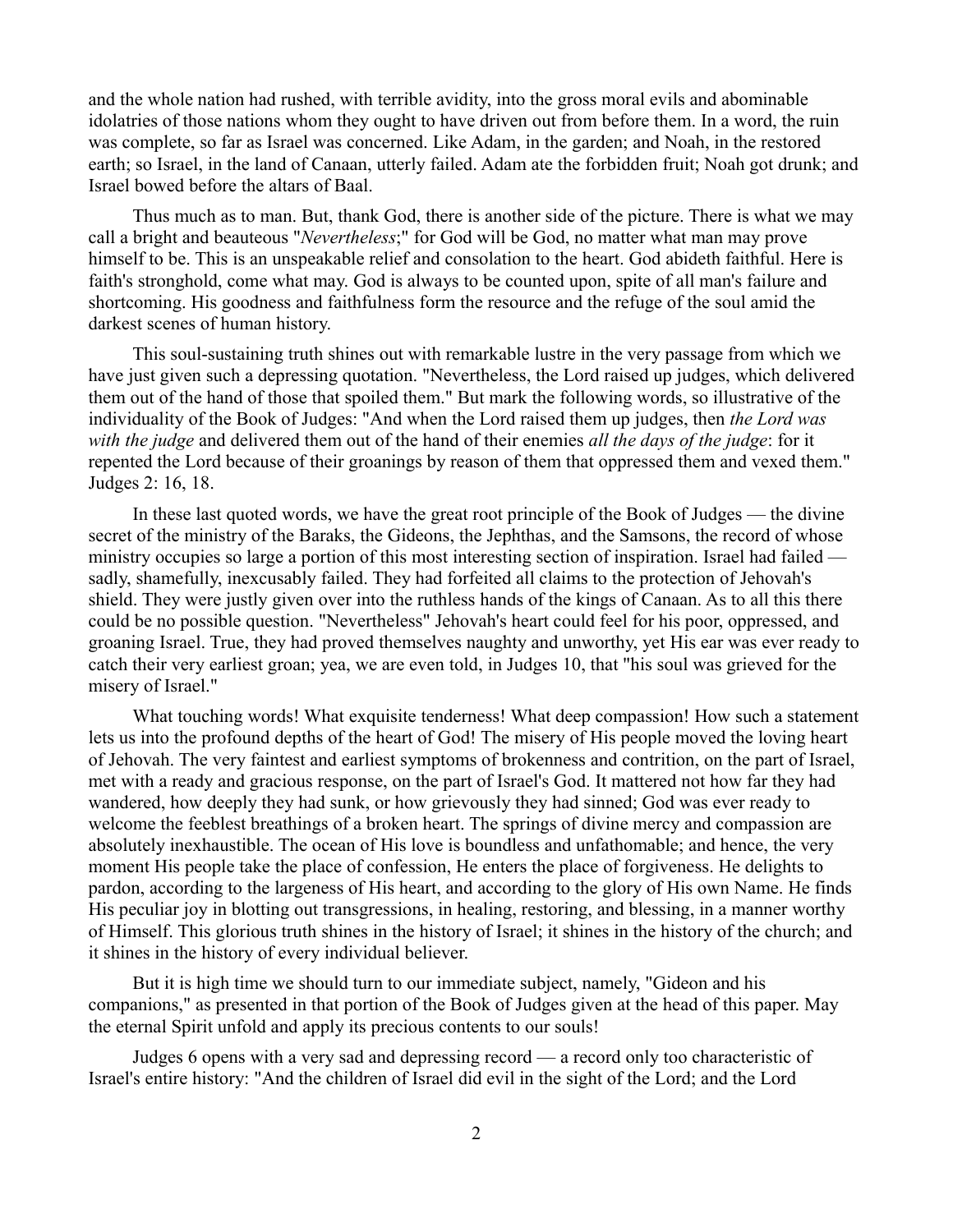and the whole nation had rushed, with terrible avidity, into the gross moral evils and abominable idolatries of those nations whom they ought to have driven out from before them. In a word, the ruin was complete, so far as Israel was concerned. Like Adam, in the garden; and Noah, in the restored earth; so Israel, in the land of Canaan, utterly failed. Adam ate the forbidden fruit; Noah got drunk; and Israel bowed before the altars of Baal.

Thus much as to man. But, thank God, there is another side of the picture. There is what we may call a bright and beauteous "*Nevertheless*;" for God will be God, no matter what man may prove himself to be. This is an unspeakable relief and consolation to the heart. God abideth faithful. Here is faith's stronghold, come what may. God is always to be counted upon, spite of all man's failure and shortcoming. His goodness and faithfulness form the resource and the refuge of the soul amid the darkest scenes of human history.

This soul-sustaining truth shines out with remarkable lustre in the very passage from which we have just given such a depressing quotation. "Nevertheless, the Lord raised up judges, which delivered them out of the hand of those that spoiled them." But mark the following words, so illustrative of the individuality of the Book of Judges: "And when the Lord raised them up judges, then *the Lord was with the judge* and delivered them out of the hand of their enemies *all the days of the judge*: for it repented the Lord because of their groanings by reason of them that oppressed them and vexed them." Judges 2: 16, 18.

In these last quoted words, we have the great root principle of the Book of Judges — the divine secret of the ministry of the Baraks, the Gideons, the Jephthas, and the Samsons, the record of whose ministry occupies so large a portion of this most interesting section of inspiration. Israel had failed — sadly, shamefully, inexcusably failed. They had forfeited all claims to the protection of Jehovah's shield. They were justly given over into the ruthless hands of the kings of Canaan. As to all this there could be no possible question. "Nevertheless" Jehovah's heart could feel for his poor, oppressed, and groaning Israel. True, they had proved themselves naughty and unworthy, yet His ear was ever ready to catch their very earliest groan; yea, we are even told, in Judges 10, that "his soul was grieved for the misery of Israel."

What touching words! What exquisite tenderness! What deep compassion! How such a statement lets us into the profound depths of the heart of God! The misery of His people moved the loving heart of Jehovah. The very faintest and earliest symptoms of brokenness and contrition, on the part of Israel, met with a ready and gracious response, on the part of Israel's God. It mattered not how far they had wandered, how deeply they had sunk, or how grievously they had sinned; God was ever ready to welcome the feeblest breathings of a broken heart. The springs of divine mercy and compassion are absolutely inexhaustible. The ocean of His love is boundless and unfathomable; and hence, the very moment His people take the place of confession, He enters the place of forgiveness. He delights to pardon, according to the largeness of His heart, and according to the glory of His own Name. He finds His peculiar joy in blotting out transgressions, in healing, restoring, and blessing, in a manner worthy of Himself. This glorious truth shines in the history of Israel; it shines in the history of the church; and it shines in the history of every individual believer.

But it is high time we should turn to our immediate subject, namely, "Gideon and his companions," as presented in that portion of the Book of Judges given at the head of this paper. May the eternal Spirit unfold and apply its precious contents to our souls!

Judges 6 opens with a very sad and depressing record — a record only too characteristic of Israel's entire history: "And the children of Israel did evil in the sight of the Lord; and the Lord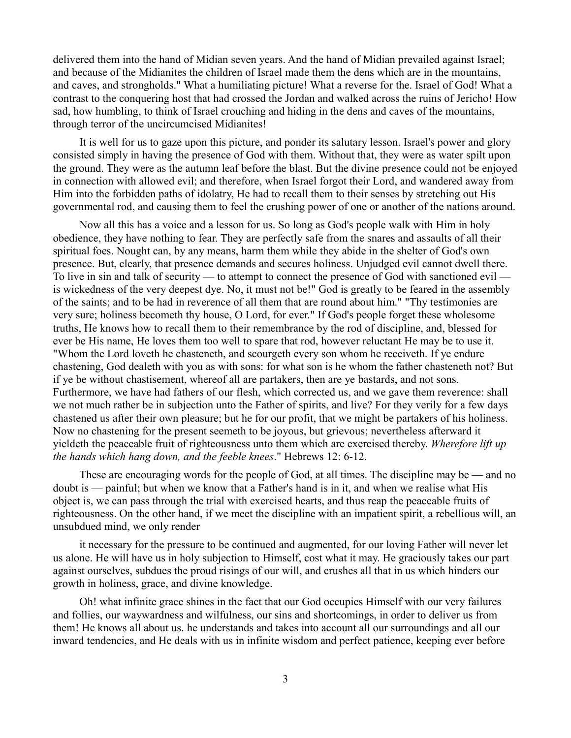delivered them into the hand of Midian seven years. And the hand of Midian prevailed against Israel; and because of the Midianites the children of Israel made them the dens which are in the mountains, and caves, and strongholds." What a humiliating picture! What a reverse for the. Israel of God! What a contrast to the conquering host that had crossed the Jordan and walked across the ruins of Jericho! How sad, how humbling, to think of Israel crouching and hiding in the dens and caves of the mountains, through terror of the uncircumcised Midianites!

It is well for us to gaze upon this picture, and ponder its salutary lesson. Israel's power and glory consisted simply in having the presence of God with them. Without that, they were as water spilt upon the ground. They were as the autumn leaf before the blast. But the divine presence could not be enjoyed in connection with allowed evil; and therefore, when Israel forgot their Lord, and wandered away from Him into the forbidden paths of idolatry, He had to recall them to their senses by stretching out His governmental rod, and causing them to feel the crushing power of one or another of the nations around.

Now all this has a voice and a lesson for us. So long as God's people walk with Him in holy obedience, they have nothing to fear. They are perfectly safe from the snares and assaults of all their spiritual foes. Nought can, by any means, harm them while they abide in the shelter of God's own presence. But, clearly, that presence demands and secures holiness. Unjudged evil cannot dwell there. To live in sin and talk of security — to attempt to connect the presence of God with sanctioned evil — is wickedness of the very deepest dye. No, it must not be!" God is greatly to be feared in the assembly of the saints; and to be had in reverence of all them that are round about him." "Thy testimonies are very sure; holiness becometh thy house, O Lord, for ever." If God's people forget these wholesome truths, He knows how to recall them to their remembrance by the rod of discipline, and, blessed for ever be His name, He loves them too well to spare that rod, however reluctant He may be to use it. "Whom the Lord loveth he chasteneth, and scourgeth every son whom he receiveth. If ye endure chastening, God dealeth with you as with sons: for what son is he whom the father chasteneth not? But if ye be without chastisement, whereof all are partakers, then are ye bastards, and not sons. Furthermore, we have had fathers of our flesh, which corrected us, and we gave them reverence: shall we not much rather be in subjection unto the Father of spirits, and live? For they verily for a few days chastened us after their own pleasure; but he for our profit, that we might be partakers of his holiness. Now no chastening for the present seemeth to be joyous, but grievous; nevertheless afterward it yieldeth the peaceable fruit of righteousness unto them which are exercised thereby. *Wherefore lift up the hands which hang down, and the feeble knees*." Hebrews 12: 6-12.

These are encouraging words for the people of God, at all times. The discipline may be — and no doubt is — painful; but when we know that a Father's hand is in it, and when we realise what His object is, we can pass through the trial with exercised hearts, and thus reap the peaceable fruits of righteousness. On the other hand, if we meet the discipline with an impatient spirit, a rebellious will, an unsubdued mind, we only render

it necessary for the pressure to be continued and augmented, for our loving Father will never let us alone. He will have us in holy subjection to Himself, cost what it may. He graciously takes our part against ourselves, subdues the proud risings of our will, and crushes all that in us which hinders our growth in holiness, grace, and divine knowledge.

Oh! what infinite grace shines in the fact that our God occupies Himself with our very failures and follies, our waywardness and wilfulness, our sins and shortcomings, in order to deliver us from them! He knows all about us. he understands and takes into account all our surroundings and all our inward tendencies, and He deals with us in infinite wisdom and perfect patience, keeping ever before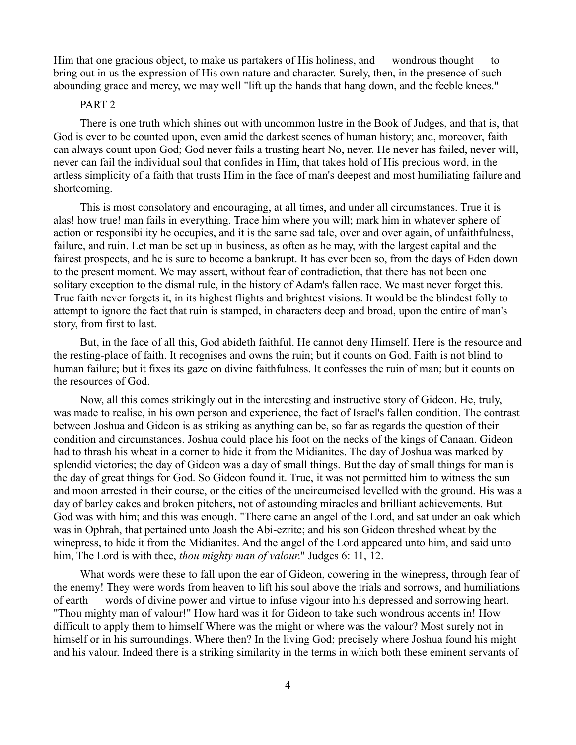Him that one gracious object, to make us partakers of His holiness, and — wondrous thought — to bring out in us the expression of His own nature and character. Surely, then, in the presence of such abounding grace and mercy, we may well "lift up the hands that hang down, and the feeble knees."

## PART 2

There is one truth which shines out with uncommon lustre in the Book of Judges, and that is, that God is ever to be counted upon, even amid the darkest scenes of human history; and, moreover, faith can always count upon God; God never fails a trusting heart No, never. He never has failed, never will, never can fail the individual soul that confides in Him, that takes hold of His precious word, in the artless simplicity of a faith that trusts Him in the face of man's deepest and most humiliating failure and shortcoming.

This is most consolatory and encouraging, at all times, and under all circumstances. True it is — alas! how true! man fails in everything. Trace him where you will; mark him in whatever sphere of action or responsibility he occupies, and it is the same sad tale, over and over again, of unfaithfulness, failure, and ruin. Let man be set up in business, as often as he may, with the largest capital and the fairest prospects, and he is sure to become a bankrupt. It has ever been so, from the days of Eden down to the present moment. We may assert, without fear of contradiction, that there has not been one solitary exception to the dismal rule, in the history of Adam's fallen race. We mast never forget this. True faith never forgets it, in its highest flights and brightest visions. It would be the blindest folly to attempt to ignore the fact that ruin is stamped, in characters deep and broad, upon the entire of man's story, from first to last.

But, in the face of all this, God abideth faithful. He cannot deny Himself. Here is the resource and the resting-place of faith. It recognises and owns the ruin; but it counts on God. Faith is not blind to human failure; but it fixes its gaze on divine faithfulness. It confesses the ruin of man; but it counts on the resources of God.

Now, all this comes strikingly out in the interesting and instructive story of Gideon. He, truly, was made to realise, in his own person and experience, the fact of Israel's fallen condition. The contrast between Joshua and Gideon is as striking as anything can be, so far as regards the question of their condition and circumstances. Joshua could place his foot on the necks of the kings of Canaan. Gideon had to thrash his wheat in a corner to hide it from the Midianites. The day of Joshua was marked by splendid victories; the day of Gideon was a day of small things. But the day of small things for man is the day of great things for God. So Gideon found it. True, it was not permitted him to witness the sun and moon arrested in their course, or the cities of the uncircumcised levelled with the ground. His was a day of barley cakes and broken pitchers, not of astounding miracles and brilliant achievements. But God was with him; and this was enough. "There came an angel of the Lord, and sat under an oak which was in Ophrah, that pertained unto Joash the Abi-ezrite; and his son Gideon threshed wheat by the winepress, to hide it from the Midianites. And the angel of the Lord appeared unto him, and said unto him, The Lord is with thee, *thou mighty man of valour*." Judges 6: 11, 12.

What words were these to fall upon the ear of Gideon, cowering in the winepress, through fear of the enemy! They were words from heaven to lift his soul above the trials and sorrows, and humiliations of earth — words of divine power and virtue to infuse vigour into his depressed and sorrowing heart. "Thou mighty man of valour!" How hard was it for Gideon to take such wondrous accents in! How difficult to apply them to himself Where was the might or where was the valour? Most surely not in himself or in his surroundings. Where then? In the living God; precisely where Joshua found his might and his valour. Indeed there is a striking similarity in the terms in which both these eminent servants of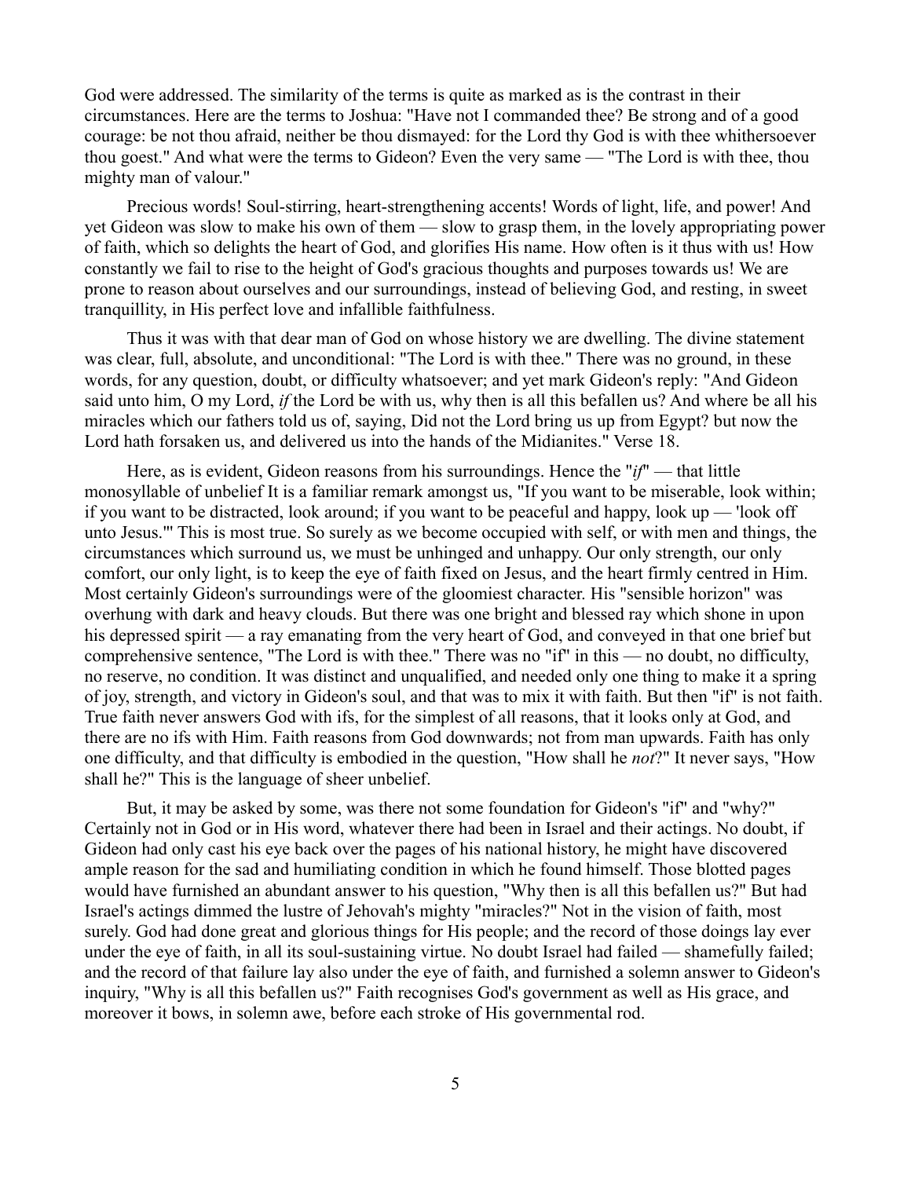God were addressed. The similarity of the terms is quite as marked as is the contrast in their circumstances. Here are the terms to Joshua: "Have not I commanded thee? Be strong and of a good courage: be not thou afraid, neither be thou dismayed: for the Lord thy God is with thee whithersoever thou goest." And what were the terms to Gideon? Even the very same — "The Lord is with thee, thou mighty man of valour."

Precious words! Soul-stirring, heart-strengthening accents! Words of light, life, and power! And yet Gideon was slow to make his own of them — slow to grasp them, in the lovely appropriating power of faith, which so delights the heart of God, and glorifies His name. How often is it thus with us! How constantly we fail to rise to the height of God's gracious thoughts and purposes towards us! We are prone to reason about ourselves and our surroundings, instead of believing God, and resting, in sweet tranquillity, in His perfect love and infallible faithfulness.

Thus it was with that dear man of God on whose history we are dwelling. The divine statement was clear, full, absolute, and unconditional: "The Lord is with thee." There was no ground, in these words, for any question, doubt, or difficulty whatsoever; and yet mark Gideon's reply: "And Gideon said unto him, O my Lord, *if* the Lord be with us, why then is all this befallen us? And where be all his miracles which our fathers told us of, saying, Did not the Lord bring us up from Egypt? but now the Lord hath forsaken us, and delivered us into the hands of the Midianites." Verse 18.

Here, as is evident, Gideon reasons from his surroundings. Hence the "*if*" — that little monosyllable of unbelief It is a familiar remark amongst us, "If you want to be miserable, look within; if you want to be distracted, look around; if you want to be peaceful and happy, look up — 'look off unto Jesus.'" This is most true. So surely as we become occupied with self, or with men and things, the circumstances which surround us, we must be unhinged and unhappy. Our only strength, our only comfort, our only light, is to keep the eye of faith fixed on Jesus, and the heart firmly centred in Him. Most certainly Gideon's surroundings were of the gloomiest character. His "sensible horizon" was overhung with dark and heavy clouds. But there was one bright and blessed ray which shone in upon his depressed spirit — a ray emanating from the very heart of God, and conveyed in that one brief but comprehensive sentence, "The Lord is with thee." There was no "if" in this — no doubt, no difficulty, no reserve, no condition. It was distinct and unqualified, and needed only one thing to make it a spring of joy, strength, and victory in Gideon's soul, and that was to mix it with faith. But then "if" is not faith. True faith never answers God with ifs, for the simplest of all reasons, that it looks only at God, and there are no ifs with Him. Faith reasons from God downwards; not from man upwards. Faith has only one difficulty, and that difficulty is embodied in the question, "How shall he *not*?" It never says, "How shall he?" This is the language of sheer unbelief.

But, it may be asked by some, was there not some foundation for Gideon's "if" and "why?" Certainly not in God or in His word, whatever there had been in Israel and their actings. No doubt, if Gideon had only cast his eye back over the pages of his national history, he might have discovered ample reason for the sad and humiliating condition in which he found himself. Those blotted pages would have furnished an abundant answer to his question, "Why then is all this befallen us?" But had Israel's actings dimmed the lustre of Jehovah's mighty "miracles?" Not in the vision of faith, most surely. God had done great and glorious things for His people; and the record of those doings lay ever under the eye of faith, in all its soul-sustaining virtue. No doubt Israel had failed — shamefully failed; and the record of that failure lay also under the eye of faith, and furnished a solemn answer to Gideon's inquiry, "Why is all this befallen us?" Faith recognises God's government as well as His grace, and moreover it bows, in solemn awe, before each stroke of His governmental rod.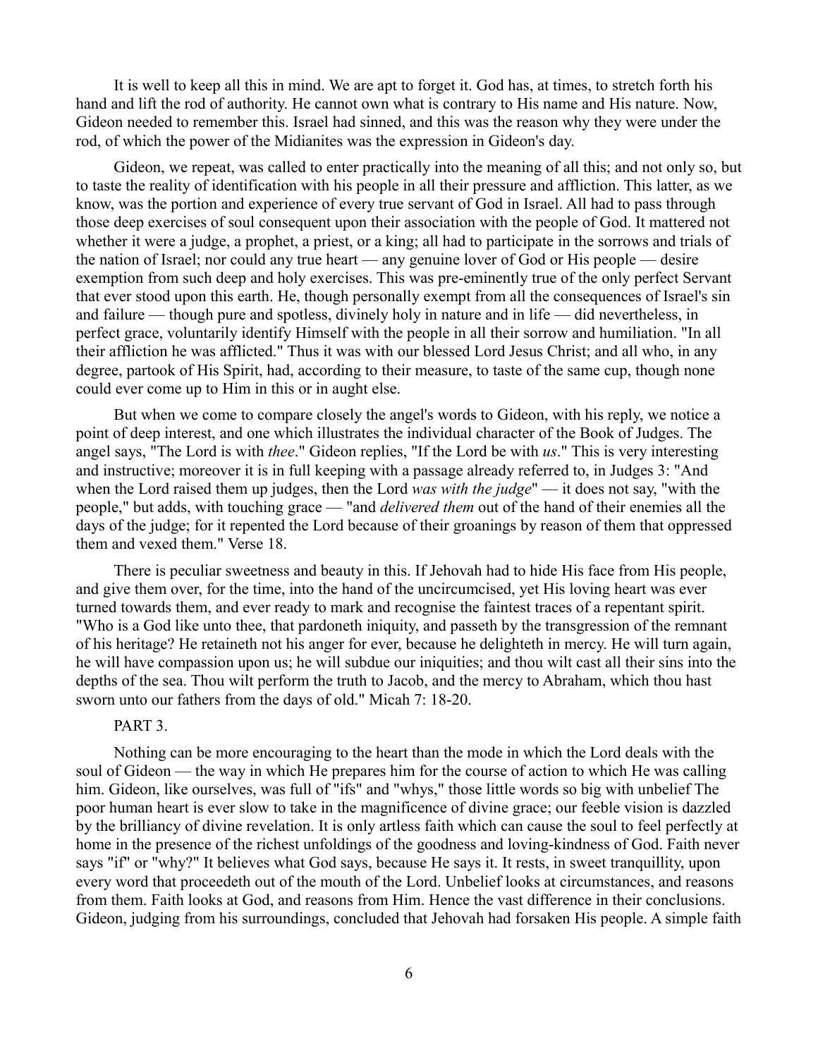It is well to keep all this in mind. We are apt to forget it. God has, at times, to stretch forth his hand and lift the rod of authority. He cannot own what is contrary to His name and His nature. Now, Gideon needed to remember this. Israel had sinned, and this was the reason why they were under the rod, of which the power of the Midianites was the expression in Gideon's day.

Gideon, we repeat, was called to enter practically into the meaning of all this; and not only so, but to taste the reality of identification with his people in all their pressure and affliction. This latter, as we know, was the portion and experience of every true servant of God in Israel. All had to pass through those deep exercises of soul consequent upon their association with the people of God. It mattered not whether it were a judge, a prophet, a priest, or a king; all had to participate in the sorrows and trials of the nation of Israel; nor could any true heart — any genuine lover of God or His people — desire exemption from such deep and holy exercises. This was pre-eminently true of the only perfect Servant that ever stood upon this earth. He, though personally exempt from all the consequences of Israel's sin and failure — though pure and spotless, divinely holy in nature and in life — did nevertheless, in perfect grace, voluntarily identify Himself with the people in all their sorrow and humiliation. "In all their affliction he was afflicted." Thus it was with our blessed Lord Jesus Christ; and all who, in any degree, partook of His Spirit, had, according to their measure, to taste of the same cup, though none could ever come up to Him in this or in aught else.

But when we come to compare closely the angel's words to Gideon, with his reply, we notice a point of deep interest, and one which illustrates the individual character of the Book of Judges. The angel says, "The Lord is with *thee*." Gideon replies, "If the Lord be with *us*." This is very interesting and instructive; moreover it is in full keeping with a passage already referred to, in Judges 3: "And when the Lord raised them up judges, then the Lord *was with the judge*" — it does not say, "with the people," but adds, with touching grace — "and *delivered them* out of the hand of their enemies all the days of the judge; for it repented the Lord because of their groanings by reason of them that oppressed them and vexed them." Verse 18.

There is peculiar sweetness and beauty in this. If Jehovah had to hide His face from His people, and give them over, for the time, into the hand of the uncircumcised, yet His loving heart was ever turned towards them, and ever ready to mark and recognise the faintest traces of a repentant spirit. "Who is a God like unto thee, that pardoneth iniquity, and passeth by the transgression of the remnant of his heritage? He retaineth not his anger for ever, because he delighteth in mercy. He will turn again, he will have compassion upon us; he will subdue our iniquities; and thou wilt cast all their sins into the depths of the sea. Thou wilt perform the truth to Jacob, and the mercy to Abraham, which thou hast sworn unto our fathers from the days of old." Micah 7: 18-20.

PART 3.

Nothing can be more encouraging to the heart than the mode in which the Lord deals with the soul of Gideon — the way in which He prepares him for the course of action to which He was calling him. Gideon, like ourselves, was full of "ifs" and "whys," those little words so big with unbelief The poor human heart is ever slow to take in the magnificence of divine grace; our feeble vision is dazzled by the brilliancy of divine revelation. It is only artless faith which can cause the soul to feel perfectly at home in the presence of the richest unfoldings of the goodness and loving-kindness of God. Faith never says "if" or "why?" It believes what God says, because He says it. It rests, in sweet tranquillity, upon every word that proceedeth out of the mouth of the Lord. Unbelief looks at circumstances, and reasons from them. Faith looks at God, and reasons from Him. Hence the vast difference in their conclusions. Gideon, judging from his surroundings, concluded that Jehovah had forsaken His people. A simple faith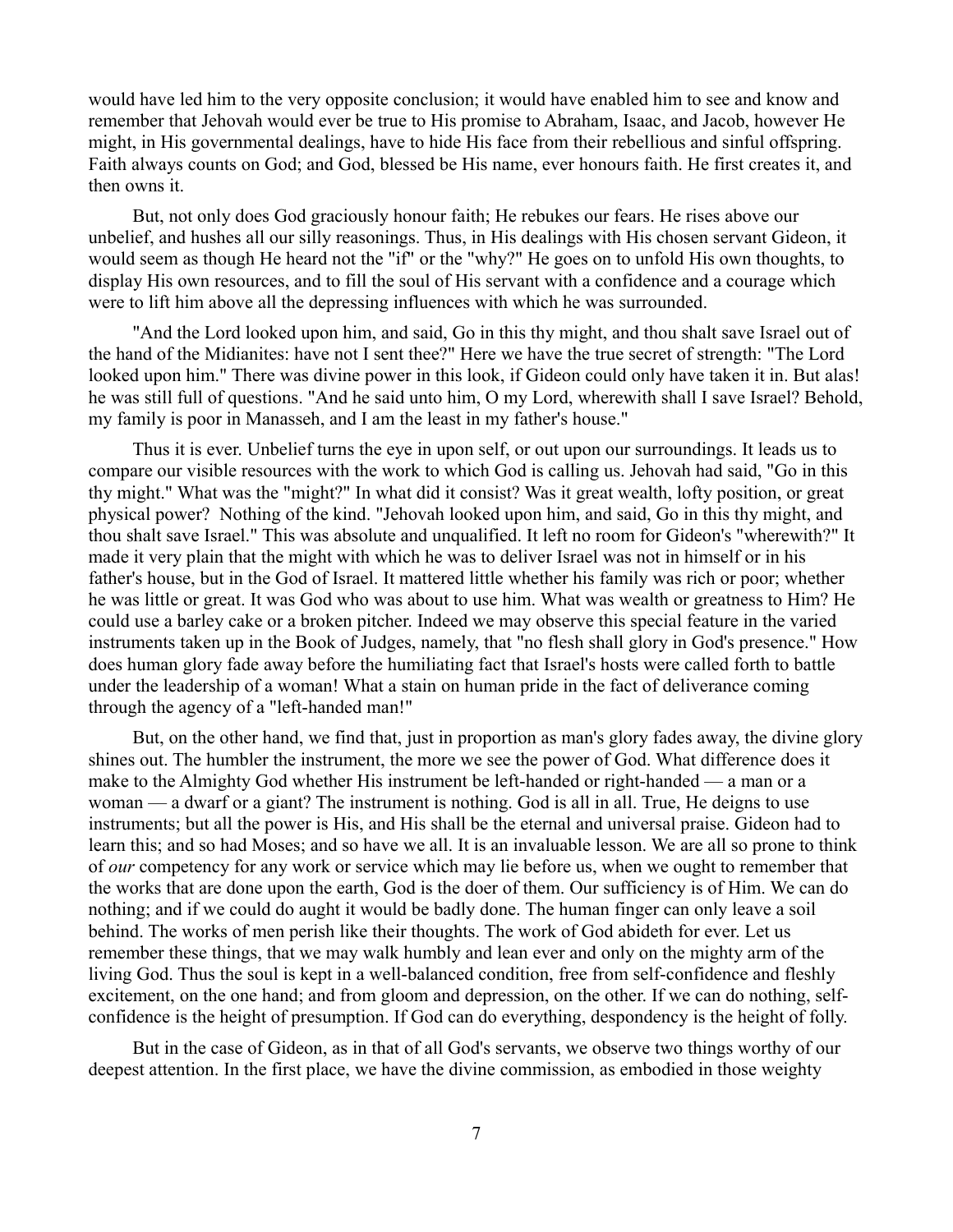would have led him to the very opposite conclusion; it would have enabled him to see and know and remember that Jehovah would ever be true to His promise to Abraham, Isaac, and Jacob, however He might, in His governmental dealings, have to hide His face from their rebellious and sinful offspring. Faith always counts on God; and God, blessed be His name, ever honours faith. He first creates it, and then owns it.

But, not only does God graciously honour faith; He rebukes our fears. He rises above our unbelief, and hushes all our silly reasonings. Thus, in His dealings with His chosen servant Gideon, it would seem as though He heard not the "if" or the "why?" He goes on to unfold His own thoughts, to display His own resources, and to fill the soul of His servant with a confidence and a courage which were to lift him above all the depressing influences with which he was surrounded.

"And the Lord looked upon him, and said, Go in this thy might, and thou shalt save Israel out of the hand of the Midianites: have not I sent thee?" Here we have the true secret of strength: "The Lord looked upon him." There was divine power in this look, if Gideon could only have taken it in. But alas! he was still full of questions. "And he said unto him, O my Lord, wherewith shall I save Israel? Behold, my family is poor in Manasseh, and I am the least in my father's house."

Thus it is ever. Unbelief turns the eye in upon self, or out upon our surroundings. It leads us to compare our visible resources with the work to which God is calling us. Jehovah had said, "Go in this thy might." What was the "might?" In what did it consist? Was it great wealth, lofty position, or great physical power? Nothing of the kind. "Jehovah looked upon him, and said, Go in this thy might, and thou shalt save Israel." This was absolute and unqualified. It left no room for Gideon's "wherewith?" It made it very plain that the might with which he was to deliver Israel was not in himself or in his father's house, but in the God of Israel. It mattered little whether his family was rich or poor; whether he was little or great. It was God who was about to use him. What was wealth or greatness to Him? He could use a barley cake or a broken pitcher. Indeed we may observe this special feature in the varied instruments taken up in the Book of Judges, namely, that "no flesh shall glory in God's presence." How does human glory fade away before the humiliating fact that Israel's hosts were called forth to battle under the leadership of a woman! What a stain on human pride in the fact of deliverance coming through the agency of a "left-handed man!"

But, on the other hand, we find that, just in proportion as man's glory fades away, the divine glory shines out. The humbler the instrument, the more we see the power of God. What difference does it make to the Almighty God whether His instrument be left-handed or right-handed — a man or a woman — a dwarf or a giant? The instrument is nothing. God is all in all. True, He deigns to use instruments; but all the power is His, and His shall be the eternal and universal praise. Gideon had to learn this; and so had Moses; and so have we all. It is an invaluable lesson. We are all so prone to think of *our* competency for any work or service which may lie before us, when we ought to remember that the works that are done upon the earth, God is the doer of them. Our sufficiency is of Him. We can do nothing; and if we could do aught it would be badly done. The human finger can only leave a soil behind. The works of men perish like their thoughts. The work of God abideth for ever. Let us remember these things, that we may walk humbly and lean ever and only on the mighty arm of the living God. Thus the soul is kept in a well-balanced condition, free from self-confidence and fleshly excitement, on the one hand; and from gloom and depression, on the other. If we can do nothing, self-confidence is the height of presumption. If God can do everything, despondency is the height of folly.

But in the case of Gideon, as in that of all God's servants, we observe two things worthy of our deepest attention. In the first place, we have the divine commission, as embodied in those weighty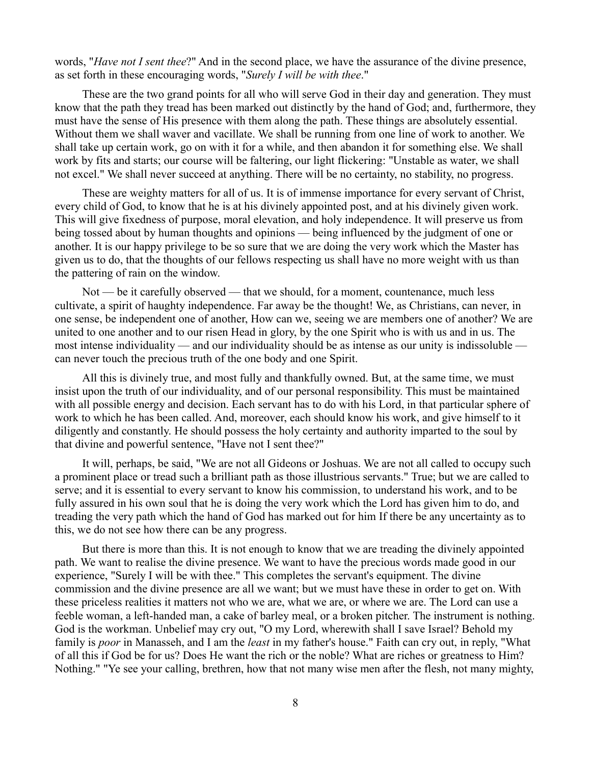words, "*Have not I sent thee*?" And in the second place, we have the assurance of the divine presence, as set forth in these encouraging words, "*Surely I will be with thee*."

These are the two grand points for all who will serve God in their day and generation. They must know that the path they tread has been marked out distinctly by the hand of God; and, furthermore, they must have the sense of His presence with them along the path. These things are absolutely essential. Without them we shall waver and vacillate. We shall be running from one line of work to another. We shall take up certain work, go on with it for a while, and then abandon it for something else. We shall work by fits and starts; our course will be faltering, our light flickering: "Unstable as water, we shall not excel." We shall never succeed at anything. There will be no certainty, no stability, no progress.

These are weighty matters for all of us. It is of immense importance for every servant of Christ, every child of God, to know that he is at his divinely appointed post, and at his divinely given work. This will give fixedness of purpose, moral elevation, and holy independence. It will preserve us from being tossed about by human thoughts and opinions — being influenced by the judgment of one or another. It is our happy privilege to be so sure that we are doing the very work which the Master has given us to do, that the thoughts of our fellows respecting us shall have no more weight with us than the pattering of rain on the window.

Not — be it carefully observed — that we should, for a moment, countenance, much less cultivate, a spirit of haughty independence. Far away be the thought! We, as Christians, can never, in one sense, be independent one of another, How can we, seeing we are members one of another? We are united to one another and to our risen Head in glory, by the one Spirit who is with us and in us. The most intense individuality — and our individuality should be as intense as our unity is indissoluble — can never touch the precious truth of the one body and one Spirit.

All this is divinely true, and most fully and thankfully owned. But, at the same time, we must insist upon the truth of our individuality, and of our personal responsibility. This must be maintained with all possible energy and decision. Each servant has to do with his Lord, in that particular sphere of work to which he has been called. And, moreover, each should know his work, and give himself to it diligently and constantly. He should possess the holy certainty and authority imparted to the soul by that divine and powerful sentence, "Have not I sent thee?"

It will, perhaps, be said, "We are not all Gideons or Joshuas. We are not all called to occupy such a prominent place or tread such a brilliant path as those illustrious servants." True; but we are called to serve; and it is essential to every servant to know his commission, to understand his work, and to be fully assured in his own soul that he is doing the very work which the Lord has given him to do, and treading the very path which the hand of God has marked out for him If there be any uncertainty as to this, we do not see how there can be any progress.

But there is more than this. It is not enough to know that we are treading the divinely appointed path. We want to realise the divine presence. We want to have the precious words made good in our experience, "Surely I will be with thee." This completes the servant's equipment. The divine commission and the divine presence are all we want; but we must have these in order to get on. With these priceless realities it matters not who we are, what we are, or where we are. The Lord can use a feeble woman, a left-handed man, a cake of barley meal, or a broken pitcher. The instrument is nothing. God is the workman. Unbelief may cry out, "O my Lord, wherewith shall I save Israel? Behold my family is *poor* in Manasseh, and I am the *least* in my father's house." Faith can cry out, in reply, "What of all this if God be for us? Does He want the rich or the noble? What are riches or greatness to Him? Nothing." "Ye see your calling, brethren, how that not many wise men after the flesh, not many mighty,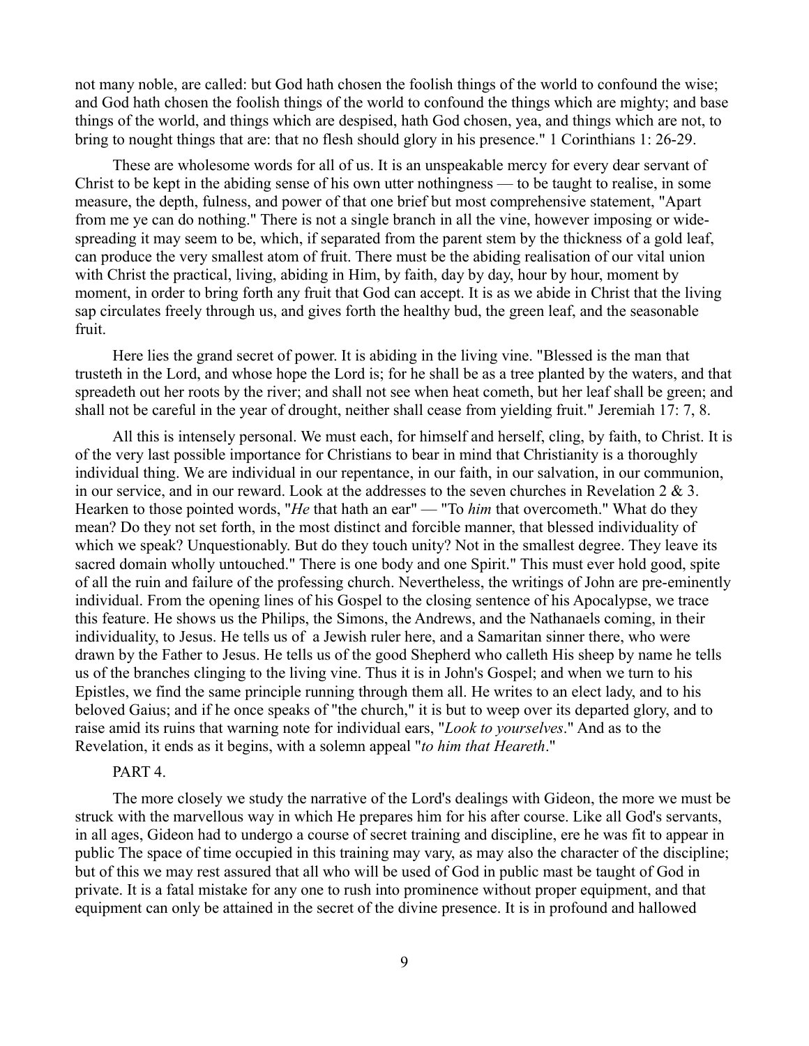not many noble, are called: but God hath chosen the foolish things of the world to confound the wise; and God hath chosen the foolish things of the world to confound the things which are mighty; and base things of the world, and things which are despised, hath God chosen, yea, and things which are not, to bring to nought things that are: that no flesh should glory in his presence." 1 Corinthians 1: 26-29.

These are wholesome words for all of us. It is an unspeakable mercy for every dear servant of Christ to be kept in the abiding sense of his own utter nothingness — to be taught to realise, in some measure, the depth, fulness, and power of that one brief but most comprehensive statement, "Apart from me ye can do nothing." There is not a single branch in all the vine, however imposing or wide-spreading it may seem to be, which, if separated from the parent stem by the thickness of a gold leaf, can produce the very smallest atom of fruit. There must be the abiding realisation of our vital union with Christ the practical, living, abiding in Him, by faith, day by day, hour by hour, moment by moment, in order to bring forth any fruit that God can accept. It is as we abide in Christ that the living sap circulates freely through us, and gives forth the healthy bud, the green leaf, and the seasonable fruit.

Here lies the grand secret of power. It is abiding in the living vine. "Blessed is the man that trusteth in the Lord, and whose hope the Lord is; for he shall be as a tree planted by the waters, and that spreadeth out her roots by the river; and shall not see when heat cometh, but her leaf shall be green; and shall not be careful in the year of drought, neither shall cease from yielding fruit." Jeremiah 17: 7, 8.

All this is intensely personal. We must each, for himself and herself, cling, by faith, to Christ. It is of the very last possible importance for Christians to bear in mind that Christianity is a thoroughly individual thing. We are individual in our repentance, in our faith, in our salvation, in our communion, in our service, and in our reward. Look at the addresses to the seven churches in Revelation 2 & 3. Hearken to those pointed words, "*He* that hath an ear" — "To *him* that overcometh." What do they mean? Do they not set forth, in the most distinct and forcible manner, that blessed individuality of which we speak? Unquestionably. But do they touch unity? Not in the smallest degree. They leave its sacred domain wholly untouched." There is one body and one Spirit." This must ever hold good, spite of all the ruin and failure of the professing church. Nevertheless, the writings of John are pre-eminently individual. From the opening lines of his Gospel to the closing sentence of his Apocalypse, we trace this feature. He shows us the Philips, the Simons, the Andrews, and the Nathanaels coming, in their individuality, to Jesus. He tells us of a Jewish ruler here, and a Samaritan sinner there, who were drawn by the Father to Jesus. He tells us of the good Shepherd who calleth His sheep by name he tells us of the branches clinging to the living vine. Thus it is in John's Gospel; and when we turn to his Epistles, we find the same principle running through them all. He writes to an elect lady, and to his beloved Gaius; and if he once speaks of "the church," it is but to weep over its departed glory, and to raise amid its ruins that warning note for individual ears, "*Look to yourselves*." And as to the Revelation, it ends as it begins, with a solemn appeal "*to him that Heareth*."

PART 4.

The more closely we study the narrative of the Lord's dealings with Gideon, the more we must be struck with the marvellous way in which He prepares him for his after course. Like all God's servants, in all ages, Gideon had to undergo a course of secret training and discipline, ere he was fit to appear in public The space of time occupied in this training may vary, as may also the character of the discipline; but of this we may rest assured that all who will be used of God in public mast be taught of God in private. It is a fatal mistake for any one to rush into prominence without proper equipment, and that equipment can only be attained in the secret of the divine presence. It is in profound and hallowed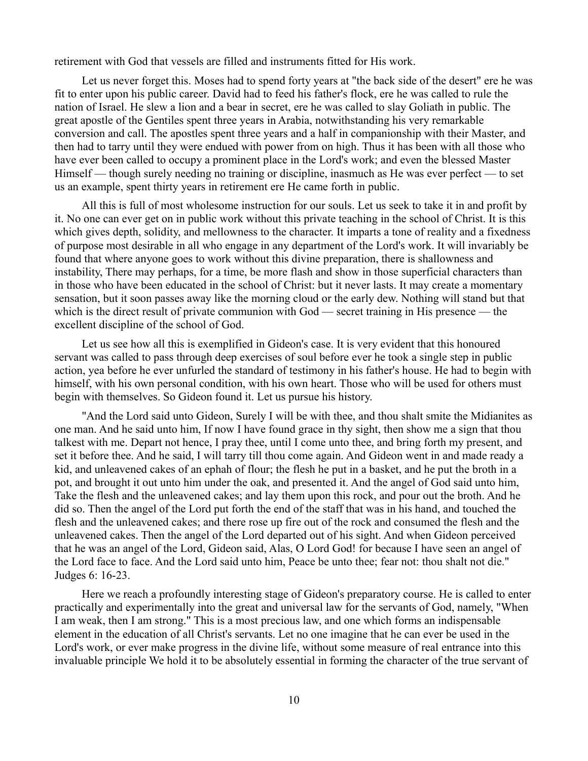retirement with God that vessels are filled and instruments fitted for His work.

Let us never forget this. Moses had to spend forty years at "the back side of the desert" ere he was fit to enter upon his public career. David had to feed his father's flock, ere he was called to rule the nation of Israel. He slew a lion and a bear in secret, ere he was called to slay Goliath in public. The great apostle of the Gentiles spent three years in Arabia, notwithstanding his very remarkable conversion and call. The apostles spent three years and a half in companionship with their Master, and then had to tarry until they were endued with power from on high. Thus it has been with all those who have ever been called to occupy a prominent place in the Lord's work; and even the blessed Master Himself — though surely needing no training or discipline, inasmuch as He was ever perfect — to set us an example, spent thirty years in retirement ere He came forth in public.

All this is full of most wholesome instruction for our souls. Let us seek to take it in and profit by it. No one can ever get on in public work without this private teaching in the school of Christ. It is this which gives depth, solidity, and mellowness to the character. It imparts a tone of reality and a fixedness of purpose most desirable in all who engage in any department of the Lord's work. It will invariably be found that where anyone goes to work without this divine preparation, there is shallowness and instability, There may perhaps, for a time, be more flash and show in those superficial characters than in those who have been educated in the school of Christ: but it never lasts. It may create a momentary sensation, but it soon passes away like the morning cloud or the early dew. Nothing will stand but that which is the direct result of private communion with God — secret training in His presence — the excellent discipline of the school of God.

Let us see how all this is exemplified in Gideon's case. It is very evident that this honoured servant was called to pass through deep exercises of soul before ever he took a single step in public action, yea before he ever unfurled the standard of testimony in his father's house. He had to begin with himself, with his own personal condition, with his own heart. Those who will be used for others must begin with themselves. So Gideon found it. Let us pursue his history.

"And the Lord said unto Gideon, Surely I will be with thee, and thou shalt smite the Midianites as one man. And he said unto him, If now I have found grace in thy sight, then show me a sign that thou talkest with me. Depart not hence, I pray thee, until I come unto thee, and bring forth my present, and set it before thee. And he said, I will tarry till thou come again. And Gideon went in and made ready a kid, and unleavened cakes of an ephah of flour; the flesh he put in a basket, and he put the broth in a pot, and brought it out unto him under the oak, and presented it. And the angel of God said unto him, Take the flesh and the unleavened cakes; and lay them upon this rock, and pour out the broth. And he did so. Then the angel of the Lord put forth the end of the staff that was in his hand, and touched the flesh and the unleavened cakes; and there rose up fire out of the rock and consumed the flesh and the unleavened cakes. Then the angel of the Lord departed out of his sight. And when Gideon perceived that he was an angel of the Lord, Gideon said, Alas, O Lord God! for because I have seen an angel of the Lord face to face. And the Lord said unto him, Peace be unto thee; fear not: thou shalt not die." Judges 6: 16-23.

Here we reach a profoundly interesting stage of Gideon's preparatory course. He is called to enter practically and experimentally into the great and universal law for the servants of God, namely, "When I am weak, then I am strong." This is a most precious law, and one which forms an indispensable element in the education of all Christ's servants. Let no one imagine that he can ever be used in the Lord's work, or ever make progress in the divine life, without some measure of real entrance into this invaluable principle We hold it to be absolutely essential in forming the character of the true servant of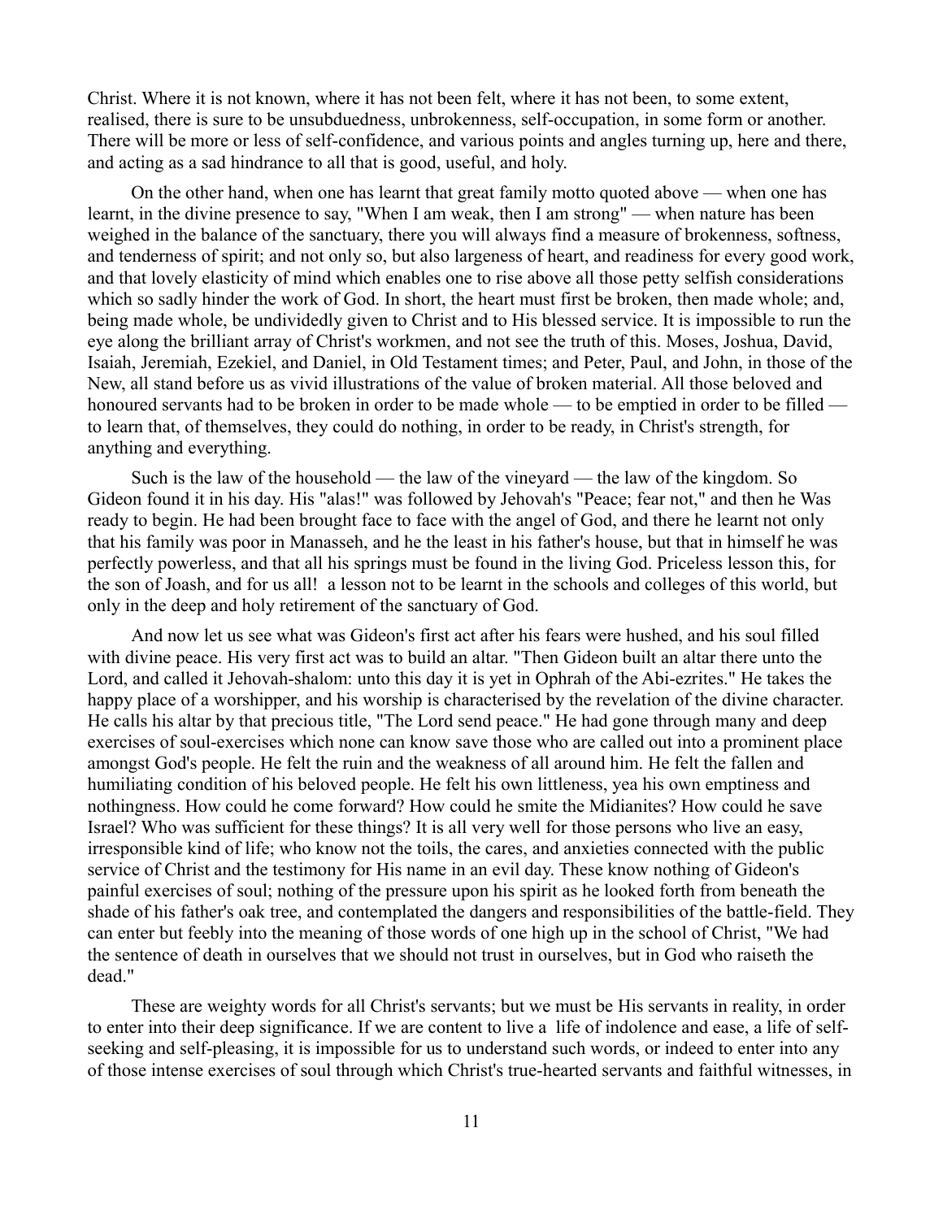Christ. Where it is not known, where it has not been felt, where it has not been, to some extent, realised, there is sure to be unsubduedness, unbrokenness, self-occupation, in some form or another. There will be more or less of self-confidence, and various points and angles turning up, here and there, and acting as a sad hindrance to all that is good, useful, and holy.

On the other hand, when one has learnt that great family motto quoted above — when one has learnt, in the divine presence to say, "When I am weak, then I am strong" — when nature has been weighed in the balance of the sanctuary, there you will always find a measure of brokenness, softness, and tenderness of spirit; and not only so, but also largeness of heart, and readiness for every good work, and that lovely elasticity of mind which enables one to rise above all those petty selfish considerations which so sadly hinder the work of God. In short, the heart must first be broken, then made whole; and, being made whole, be undividedly given to Christ and to His blessed service. It is impossible to run the eye along the brilliant array of Christ's workmen, and not see the truth of this. Moses, Joshua, David, Isaiah, Jeremiah, Ezekiel, and Daniel, in Old Testament times; and Peter, Paul, and John, in those of the New, all stand before us as vivid illustrations of the value of broken material. All those beloved and honoured servants had to be broken in order to be made whole — to be emptied in order to be filled — to learn that, of themselves, they could do nothing, in order to be ready, in Christ's strength, for anything and everything.

Such is the law of the household — the law of the vineyard — the law of the kingdom. So Gideon found it in his day. His "alas!" was followed by Jehovah's "Peace; fear not," and then he Was ready to begin. He had been brought face to face with the angel of God, and there he learnt not only that his family was poor in Manasseh, and he the least in his father's house, but that in himself he was perfectly powerless, and that all his springs must be found in the living God. Priceless lesson this, for the son of Joash, and for us all! a lesson not to be learnt in the schools and colleges of this world, but only in the deep and holy retirement of the sanctuary of God.

And now let us see what was Gideon's first act after his fears were hushed, and his soul filled with divine peace. His very first act was to build an altar. "Then Gideon built an altar there unto the Lord, and called it Jehovah-shalom: unto this day it is yet in Ophrah of the Abi-ezrites." He takes the happy place of a worshipper, and his worship is characterised by the revelation of the divine character. He calls his altar by that precious title, "The Lord send peace." He had gone through many and deep exercises of soul-exercises which none can know save those who are called out into a prominent place amongst God's people. He felt the ruin and the weakness of all around him. He felt the fallen and humiliating condition of his beloved people. He felt his own littleness, yea his own emptiness and nothingness. How could he come forward? How could he smite the Midianites? How could he save Israel? Who was sufficient for these things? It is all very well for those persons who live an easy, irresponsible kind of life; who know not the toils, the cares, and anxieties connected with the public service of Christ and the testimony for His name in an evil day. These know nothing of Gideon's painful exercises of soul; nothing of the pressure upon his spirit as he looked forth from beneath the shade of his father's oak tree, and contemplated the dangers and responsibilities of the battle-field. They can enter but feebly into the meaning of those words of one high up in the school of Christ, "We had the sentence of death in ourselves that we should not trust in ourselves, but in God who raiseth the dead."

These are weighty words for all Christ's servants; but we must be His servants in reality, in order to enter into their deep significance. If we are content to live a life of indolence and ease, a life of self-seeking and self-pleasing, it is impossible for us to understand such words, or indeed to enter into any of those intense exercises of soul through which Christ's true-hearted servants and faithful witnesses, in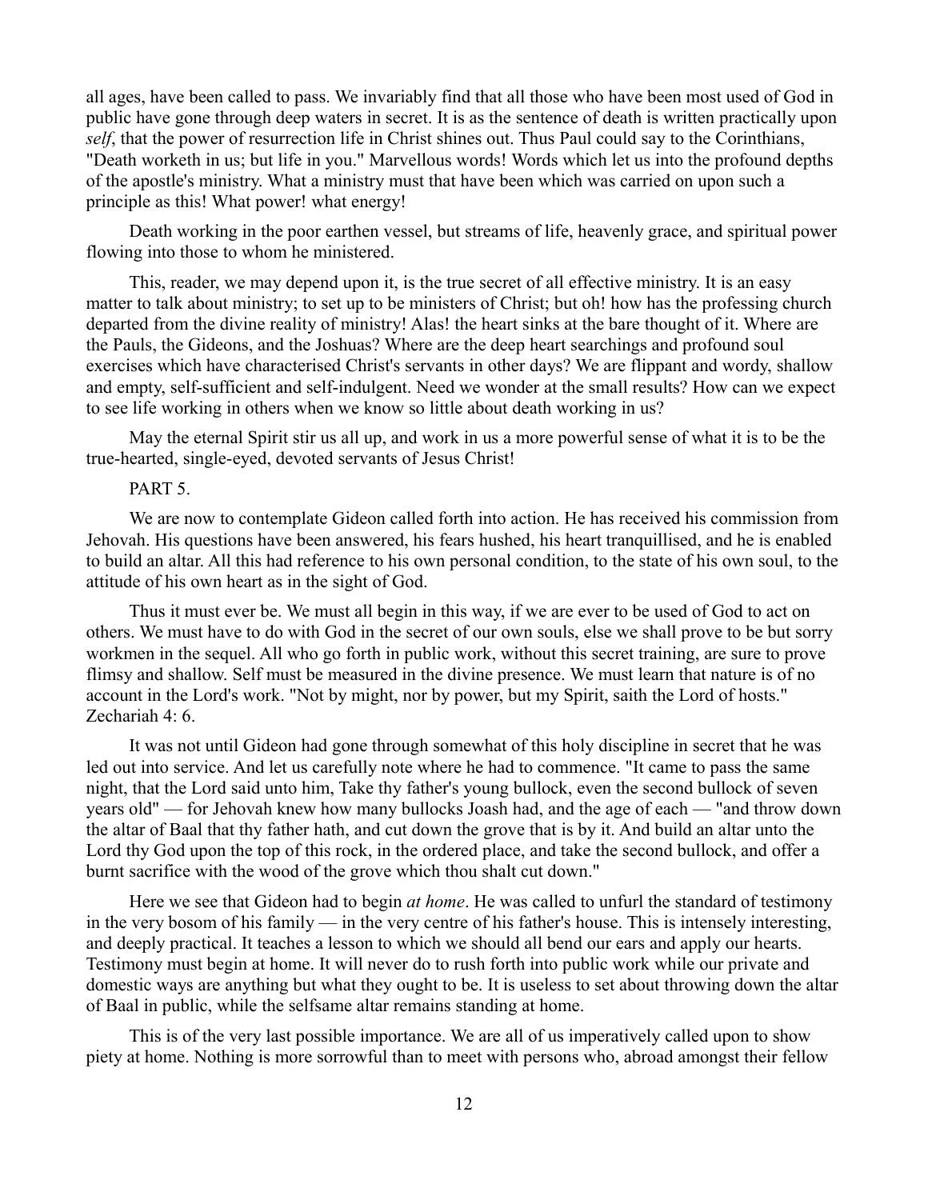all ages, have been called to pass. We invariably find that all those who have been most used of God in public have gone through deep waters in secret. It is as the sentence of death is written practically upon *self*, that the power of resurrection life in Christ shines out. Thus Paul could say to the Corinthians, "Death worketh in us; but life in you." Marvellous words! Words which let us into the profound depths of the apostle's ministry. What a ministry must that have been which was carried on upon such a principle as this! What power! what energy!

Death working in the poor earthen vessel, but streams of life, heavenly grace, and spiritual power flowing into those to whom he ministered.

This, reader, we may depend upon it, is the true secret of all effective ministry. It is an easy matter to talk about ministry; to set up to be ministers of Christ; but oh! how has the professing church departed from the divine reality of ministry! Alas! the heart sinks at the bare thought of it. Where are the Pauls, the Gideons, and the Joshuas? Where are the deep heart searchings and profound soul exercises which have characterised Christ's servants in other days? We are flippant and wordy, shallow and empty, self-sufficient and self-indulgent. Need we wonder at the small results? How can we expect to see life working in others when we know so little about death working in us?

May the eternal Spirit stir us all up, and work in us a more powerful sense of what it is to be the true-hearted, single-eyed, devoted servants of Jesus Christ!

PART 5.

We are now to contemplate Gideon called forth into action. He has received his commission from Jehovah. His questions have been answered, his fears hushed, his heart tranquillised, and he is enabled to build an altar. All this had reference to his own personal condition, to the state of his own soul, to the attitude of his own heart as in the sight of God.

Thus it must ever be. We must all begin in this way, if we are ever to be used of God to act on others. We must have to do with God in the secret of our own souls, else we shall prove to be but sorry workmen in the sequel. All who go forth in public work, without this secret training, are sure to prove flimsy and shallow. Self must be measured in the divine presence. We must learn that nature is of no account in the Lord's work. "Not by might, nor by power, but my Spirit, saith the Lord of hosts." Zechariah 4: 6.

It was not until Gideon had gone through somewhat of this holy discipline in secret that he was led out into service. And let us carefully note where he had to commence. "It came to pass the same night, that the Lord said unto him, Take thy father's young bullock, even the second bullock of seven years old" — for Jehovah knew how many bullocks Joash had, and the age of each — "and throw down the altar of Baal that thy father hath, and cut down the grove that is by it. And build an altar unto the Lord thy God upon the top of this rock, in the ordered place, and take the second bullock, and offer a burnt sacrifice with the wood of the grove which thou shalt cut down."

Here we see that Gideon had to begin *at home*. He was called to unfurl the standard of testimony in the very bosom of his family — in the very centre of his father's house. This is intensely interesting, and deeply practical. It teaches a lesson to which we should all bend our ears and apply our hearts. Testimony must begin at home. It will never do to rush forth into public work while our private and domestic ways are anything but what they ought to be. It is useless to set about throwing down the altar of Baal in public, while the selfsame altar remains standing at home.

This is of the very last possible importance. We are all of us imperatively called upon to show piety at home. Nothing is more sorrowful than to meet with persons who, abroad amongst their fellow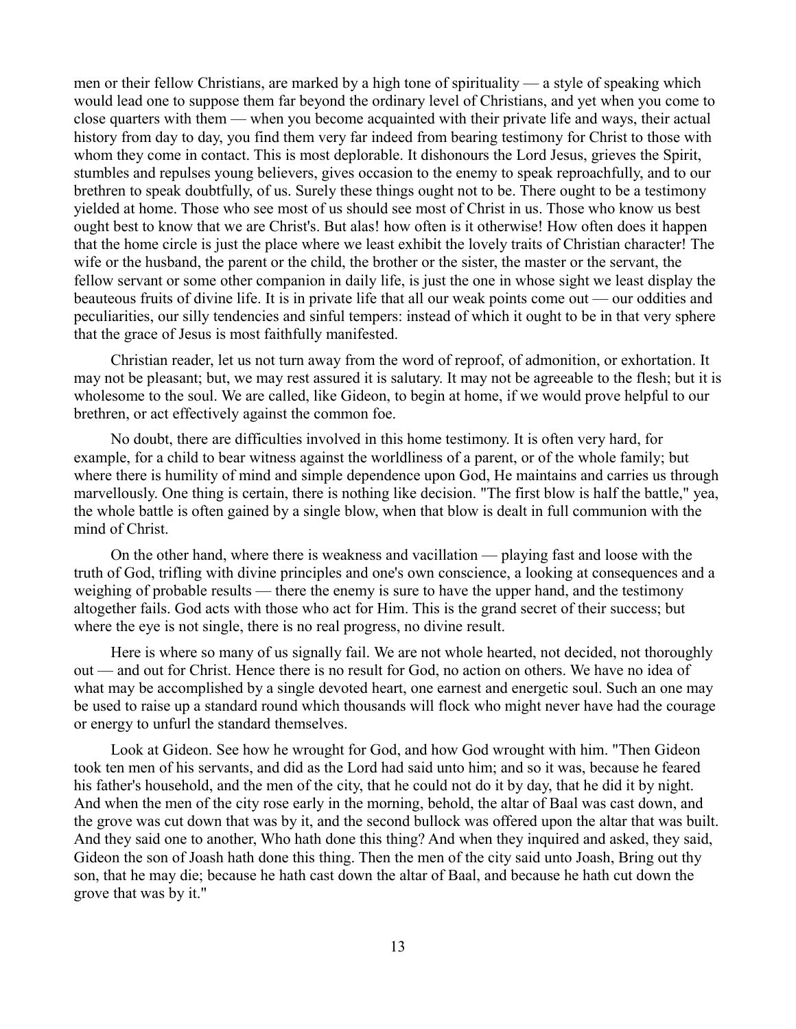men or their fellow Christians, are marked by a high tone of spirituality — a style of speaking which would lead one to suppose them far beyond the ordinary level of Christians, and yet when you come to close quarters with them — when you become acquainted with their private life and ways, their actual history from day to day, you find them very far indeed from bearing testimony for Christ to those with whom they come in contact. This is most deplorable. It dishonours the Lord Jesus, grieves the Spirit, stumbles and repulses young believers, gives occasion to the enemy to speak reproachfully, and to our brethren to speak doubtfully, of us. Surely these things ought not to be. There ought to be a testimony yielded at home. Those who see most of us should see most of Christ in us. Those who know us best ought best to know that we are Christ's. But alas! how often is it otherwise! How often does it happen that the home circle is just the place where we least exhibit the lovely traits of Christian character! The wife or the husband, the parent or the child, the brother or the sister, the master or the servant, the fellow servant or some other companion in daily life, is just the one in whose sight we least display the beauteous fruits of divine life. It is in private life that all our weak points come out — our oddities and peculiarities, our silly tendencies and sinful tempers: instead of which it ought to be in that very sphere that the grace of Jesus is most faithfully manifested.

Christian reader, let us not turn away from the word of reproof, of admonition, or exhortation. It may not be pleasant; but, we may rest assured it is salutary. It may not be agreeable to the flesh; but it is wholesome to the soul. We are called, like Gideon, to begin at home, if we would prove helpful to our brethren, or act effectively against the common foe.

No doubt, there are difficulties involved in this home testimony. It is often very hard, for example, for a child to bear witness against the worldliness of a parent, or of the whole family; but where there is humility of mind and simple dependence upon God, He maintains and carries us through marvellously. One thing is certain, there is nothing like decision. "The first blow is half the battle," yea, the whole battle is often gained by a single blow, when that blow is dealt in full communion with the mind of Christ.

On the other hand, where there is weakness and vacillation — playing fast and loose with the truth of God, trifling with divine principles and one's own conscience, a looking at consequences and a weighing of probable results — there the enemy is sure to have the upper hand, and the testimony altogether fails. God acts with those who act for Him. This is the grand secret of their success; but where the eye is not single, there is no real progress, no divine result.

Here is where so many of us signally fail. We are not whole hearted, not decided, not thoroughly out — and out for Christ. Hence there is no result for God, no action on others. We have no idea of what may be accomplished by a single devoted heart, one earnest and energetic soul. Such an one may be used to raise up a standard round which thousands will flock who might never have had the courage or energy to unfurl the standard themselves.

Look at Gideon. See how he wrought for God, and how God wrought with him. "Then Gideon took ten men of his servants, and did as the Lord had said unto him; and so it was, because he feared his father's household, and the men of the city, that he could not do it by day, that he did it by night. And when the men of the city rose early in the morning, behold, the altar of Baal was cast down, and the grove was cut down that was by it, and the second bullock was offered upon the altar that was built. And they said one to another, Who hath done this thing? And when they inquired and asked, they said, Gideon the son of Joash hath done this thing. Then the men of the city said unto Joash, Bring out thy son, that he may die; because he hath cast down the altar of Baal, and because he hath cut down the grove that was by it."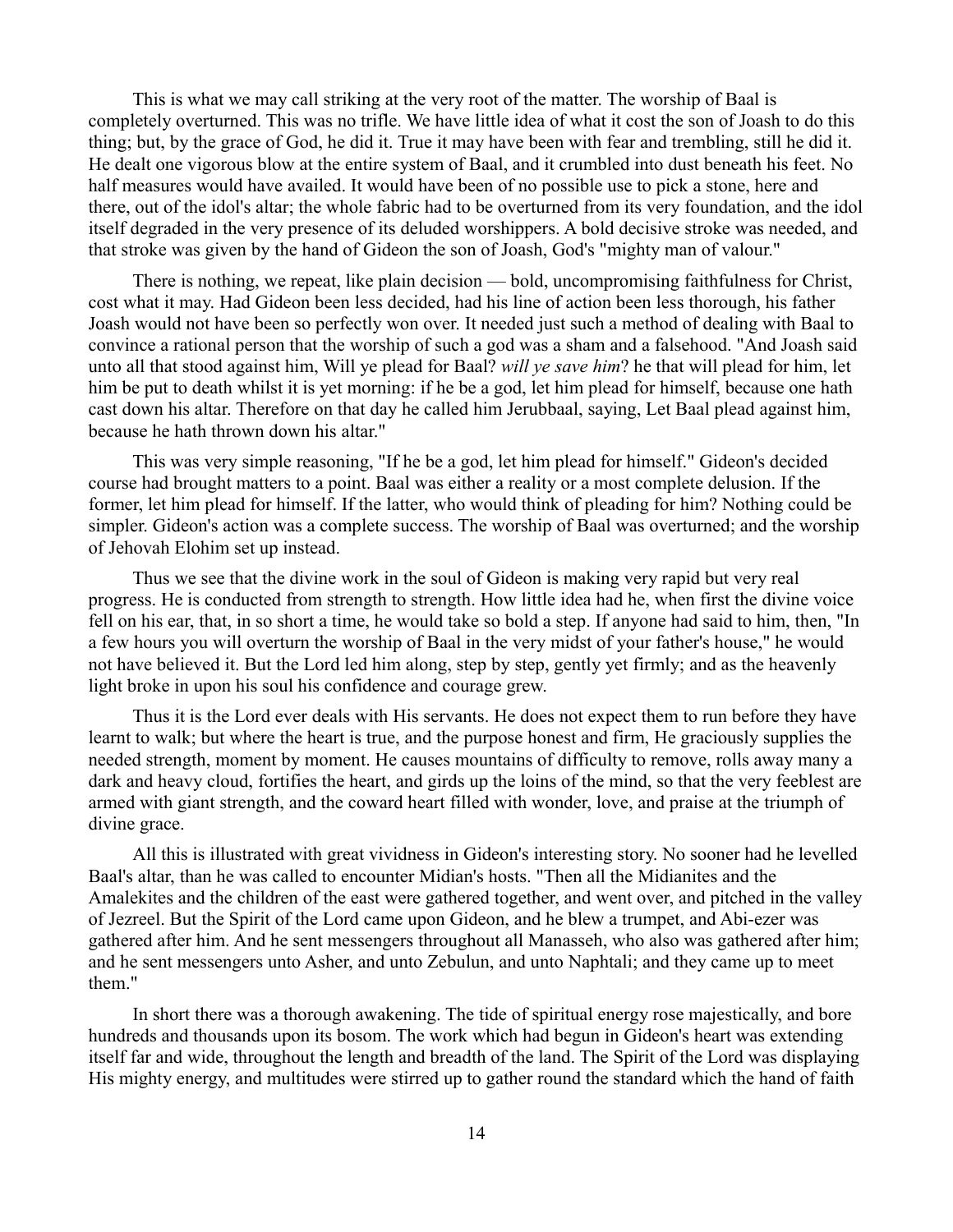This is what we may call striking at the very root of the matter. The worship of Baal is completely overturned. This was no trifle. We have little idea of what it cost the son of Joash to do this thing; but, by the grace of God, he did it. True it may have been with fear and trembling, still he did it. He dealt one vigorous blow at the entire system of Baal, and it crumbled into dust beneath his feet. No half measures would have availed. It would have been of no possible use to pick a stone, here and there, out of the idol's altar; the whole fabric had to be overturned from its very foundation, and the idol itself degraded in the very presence of its deluded worshippers. A bold decisive stroke was needed, and that stroke was given by the hand of Gideon the son of Joash, God's "mighty man of valour."

There is nothing, we repeat, like plain decision — bold, uncompromising faithfulness for Christ, cost what it may. Had Gideon been less decided, had his line of action been less thorough, his father Joash would not have been so perfectly won over. It needed just such a method of dealing with Baal to convince a rational person that the worship of such a god was a sham and a falsehood. "And Joash said unto all that stood against him, Will ye plead for Baal? *will ye save him*? he that will plead for him, let him be put to death whilst it is yet morning: if he be a god, let him plead for himself, because one hath cast down his altar. Therefore on that day he called him Jerubbaal, saying, Let Baal plead against him, because he hath thrown down his altar."

This was very simple reasoning, "If he be a god, let him plead for himself." Gideon's decided course had brought matters to a point. Baal was either a reality or a most complete delusion. If the former, let him plead for himself. If the latter, who would think of pleading for him? Nothing could be simpler. Gideon's action was a complete success. The worship of Baal was overturned; and the worship of Jehovah Elohim set up instead.

Thus we see that the divine work in the soul of Gideon is making very rapid but very real progress. He is conducted from strength to strength. How little idea had he, when first the divine voice fell on his ear, that, in so short a time, he would take so bold a step. If anyone had said to him, then, "In a few hours you will overturn the worship of Baal in the very midst of your father's house," he would not have believed it. But the Lord led him along, step by step, gently yet firmly; and as the heavenly light broke in upon his soul his confidence and courage grew.

Thus it is the Lord ever deals with His servants. He does not expect them to run before they have learnt to walk; but where the heart is true, and the purpose honest and firm, He graciously supplies the needed strength, moment by moment. He causes mountains of difficulty to remove, rolls away many a dark and heavy cloud, fortifies the heart, and girds up the loins of the mind, so that the very feeblest are armed with giant strength, and the coward heart filled with wonder, love, and praise at the triumph of divine grace.

All this is illustrated with great vividness in Gideon's interesting story. No sooner had he levelled Baal's altar, than he was called to encounter Midian's hosts. "Then all the Midianites and the Amalekites and the children of the east were gathered together, and went over, and pitched in the valley of Jezreel. But the Spirit of the Lord came upon Gideon, and he blew a trumpet, and Abi-ezer was gathered after him. And he sent messengers throughout all Manasseh, who also was gathered after him; and he sent messengers unto Asher, and unto Zebulun, and unto Naphtali; and they came up to meet them."

In short there was a thorough awakening. The tide of spiritual energy rose majestically, and bore hundreds and thousands upon its bosom. The work which had begun in Gideon's heart was extending itself far and wide, throughout the length and breadth of the land. The Spirit of the Lord was displaying His mighty energy, and multitudes were stirred up to gather round the standard which the hand of faith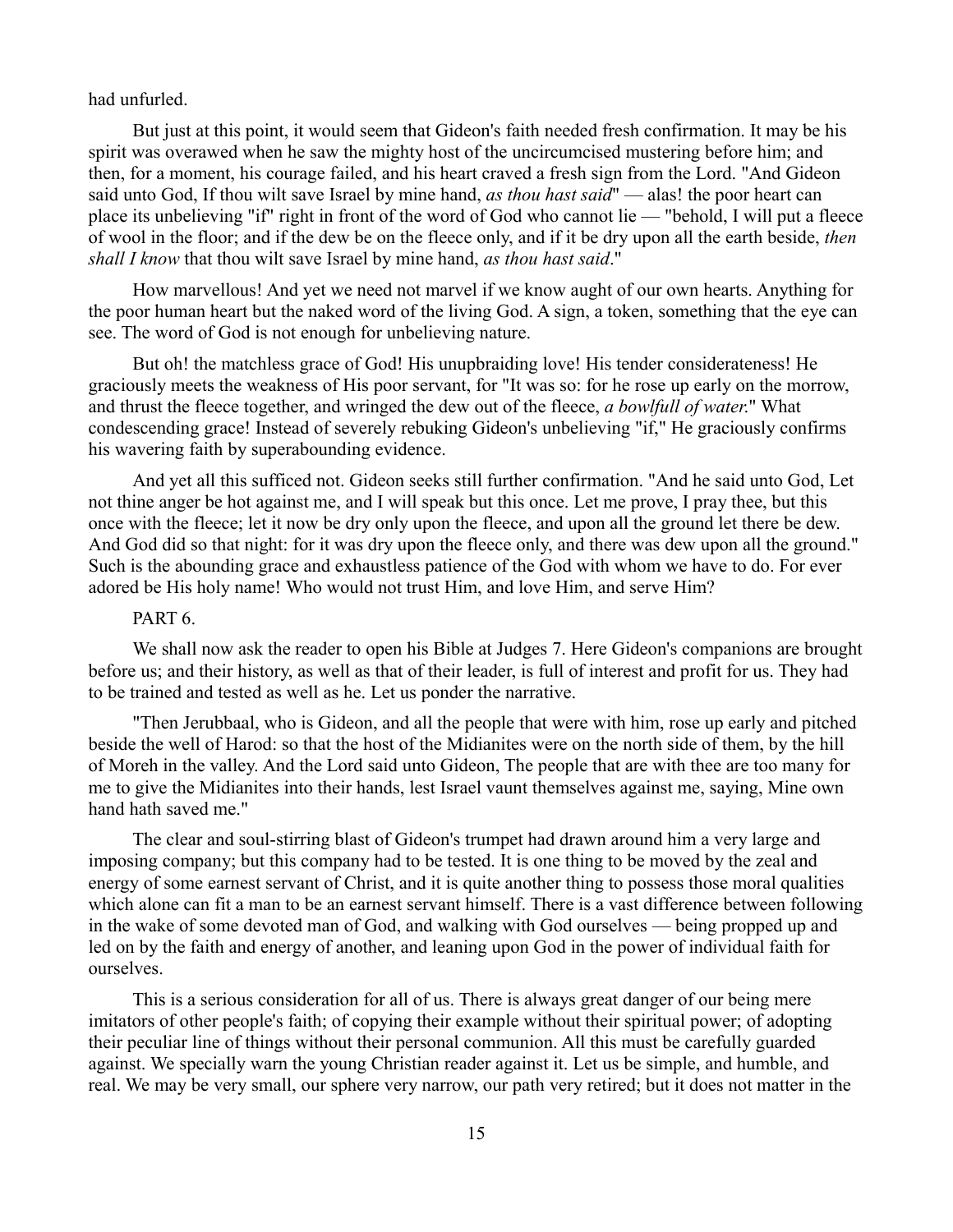had unfurled.

But just at this point, it would seem that Gideon's faith needed fresh confirmation. It may be his spirit was overawed when he saw the mighty host of the uncircumcised mustering before him; and then, for a moment, his courage failed, and his heart craved a fresh sign from the Lord. "And Gideon said unto God, If thou wilt save Israel by mine hand, *as thou hast said*" — alas! the poor heart can place its unbelieving "if" right in front of the word of God who cannot lie — "behold, I will put a fleece of wool in the floor; and if the dew be on the fleece only, and if it be dry upon all the earth beside, *then shall I know* that thou wilt save Israel by mine hand, *as thou hast said*."

How marvellous! And yet we need not marvel if we know aught of our own hearts. Anything for the poor human heart but the naked word of the living God. A sign, a token, something that the eye can see. The word of God is not enough for unbelieving nature.

But oh! the matchless grace of God! His unupbraiding love! His tender considerateness! He graciously meets the weakness of His poor servant, for "It was so: for he rose up early on the morrow, and thrust the fleece together, and wringed the dew out of the fleece, *a bowlfull of water*." What condescending grace! Instead of severely rebuking Gideon's unbelieving "if," He graciously confirms his wavering faith by superabounding evidence.

And yet all this sufficed not. Gideon seeks still further confirmation. "And he said unto God, Let not thine anger be hot against me, and I will speak but this once. Let me prove, I pray thee, but this once with the fleece; let it now be dry only upon the fleece, and upon all the ground let there be dew. And God did so that night: for it was dry upon the fleece only, and there was dew upon all the ground." Such is the abounding grace and exhaustless patience of the God with whom we have to do. For ever adored be His holy name! Who would not trust Him, and love Him, and serve Him?

PART 6.

We shall now ask the reader to open his Bible at Judges 7. Here Gideon's companions are brought before us; and their history, as well as that of their leader, is full of interest and profit for us. They had to be trained and tested as well as he. Let us ponder the narrative.

"Then Jerubbaal, who is Gideon, and all the people that were with him, rose up early and pitched beside the well of Harod: so that the host of the Midianites were on the north side of them, by the hill of Moreh in the valley. And the Lord said unto Gideon, The people that are with thee are too many for me to give the Midianites into their hands, lest Israel vaunt themselves against me, saying, Mine own hand hath saved me."

The clear and soul-stirring blast of Gideon's trumpet had drawn around him a very large and imposing company; but this company had to be tested. It is one thing to be moved by the zeal and energy of some earnest servant of Christ, and it is quite another thing to possess those moral qualities which alone can fit a man to be an earnest servant himself. There is a vast difference between following in the wake of some devoted man of God, and walking with God ourselves — being propped up and led on by the faith and energy of another, and leaning upon God in the power of individual faith for ourselves.

This is a serious consideration for all of us. There is always great danger of our being mere imitators of other people's faith; of copying their example without their spiritual power; of adopting their peculiar line of things without their personal communion. All this must be carefully guarded against. We specially warn the young Christian reader against it. Let us be simple, and humble, and real. We may be very small, our sphere very narrow, our path very retired; but it does not matter in the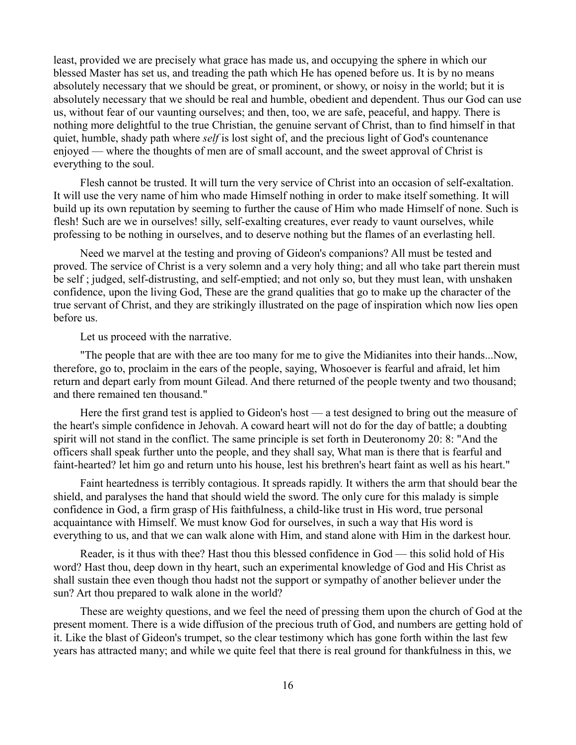least, provided we are precisely what grace has made us, and occupying the sphere in which our blessed Master has set us, and treading the path which He has opened before us. It is by no means absolutely necessary that we should be great, or prominent, or showy, or noisy in the world; but it is absolutely necessary that we should be real and humble, obedient and dependent. Thus our God can use us, without fear of our vaunting ourselves; and then, too, we are safe, peaceful, and happy. There is nothing more delightful to the true Christian, the genuine servant of Christ, than to find himself in that quiet, humble, shady path where *self* is lost sight of, and the precious light of God's countenance enjoyed — where the thoughts of men are of small account, and the sweet approval of Christ is everything to the soul.

Flesh cannot be trusted. It will turn the very service of Christ into an occasion of self-exaltation. It will use the very name of him who made Himself nothing in order to make itself something. It will build up its own reputation by seeming to further the cause of Him who made Himself of none. Such is flesh! Such are we in ourselves! silly, self-exalting creatures, ever ready to vaunt ourselves, while professing to be nothing in ourselves, and to deserve nothing but the flames of an everlasting hell.

Need we marvel at the testing and proving of Gideon's companions? All must be tested and proved. The service of Christ is a very solemn and a very holy thing; and all who take part therein must be self ; judged, self-distrusting, and self-emptied; and not only so, but they must lean, with unshaken confidence, upon the living God, These are the grand qualities that go to make up the character of the true servant of Christ, and they are strikingly illustrated on the page of inspiration which now lies open before us.

Let us proceed with the narrative.

"The people that are with thee are too many for me to give the Midianites into their hands...Now, therefore, go to, proclaim in the ears of the people, saying, Whosoever is fearful and afraid, let him return and depart early from mount Gilead. And there returned of the people twenty and two thousand; and there remained ten thousand."

Here the first grand test is applied to Gideon's host — a test designed to bring out the measure of the heart's simple confidence in Jehovah. A coward heart will not do for the day of battle; a doubting spirit will not stand in the conflict. The same principle is set forth in Deuteronomy 20: 8: "And the officers shall speak further unto the people, and they shall say, What man is there that is fearful and faint-hearted? let him go and return unto his house, lest his brethren's heart faint as well as his heart."

Faint heartedness is terribly contagious. It spreads rapidly. It withers the arm that should bear the shield, and paralyses the hand that should wield the sword. The only cure for this malady is simple confidence in God, a firm grasp of His faithfulness, a child-like trust in His word, true personal acquaintance with Himself. We must know God for ourselves, in such a way that His word is everything to us, and that we can walk alone with Him, and stand alone with Him in the darkest hour.

Reader, is it thus with thee? Hast thou this blessed confidence in God — this solid hold of His word? Hast thou, deep down in thy heart, such an experimental knowledge of God and His Christ as shall sustain thee even though thou hadst not the support or sympathy of another believer under the sun? Art thou prepared to walk alone in the world?

These are weighty questions, and we feel the need of pressing them upon the church of God at the present moment. There is a wide diffusion of the precious truth of God, and numbers are getting hold of it. Like the blast of Gideon's trumpet, so the clear testimony which has gone forth within the last few years has attracted many; and while we quite feel that there is real ground for thankfulness in this, we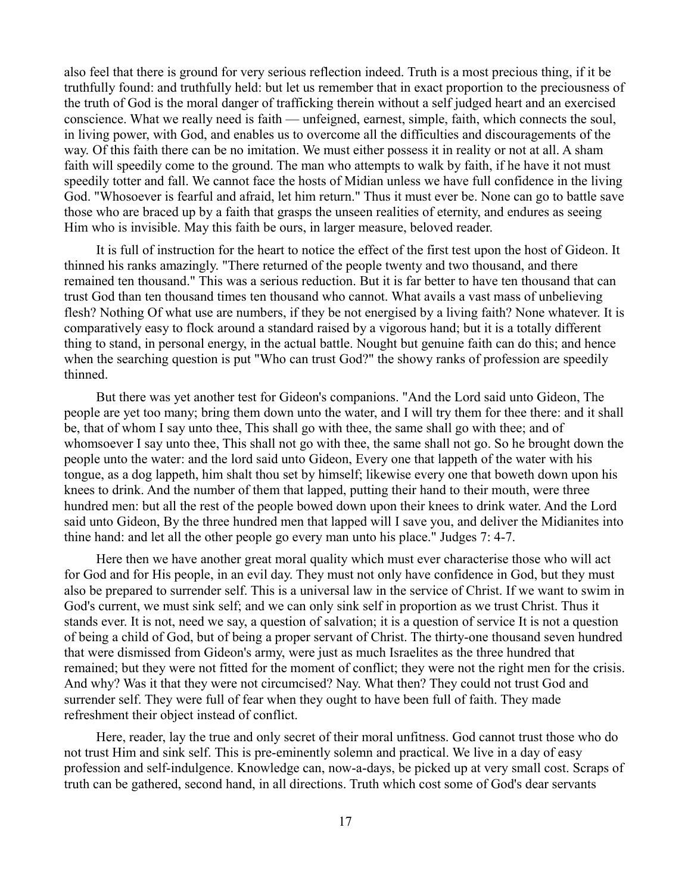also feel that there is ground for very serious reflection indeed. Truth is a most precious thing, if it be truthfully found: and truthfully held: but let us remember that in exact proportion to the preciousness of the truth of God is the moral danger of trafficking therein without a self judged heart and an exercised conscience. What we really need is faith — unfeigned, earnest, simple, faith, which connects the soul, in living power, with God, and enables us to overcome all the difficulties and discouragements of the way. Of this faith there can be no imitation. We must either possess it in reality or not at all. A sham faith will speedily come to the ground. The man who attempts to walk by faith, if he have it not must speedily totter and fall. We cannot face the hosts of Midian unless we have full confidence in the living God. "Whosoever is fearful and afraid, let him return." Thus it must ever be. None can go to battle save those who are braced up by a faith that grasps the unseen realities of eternity, and endures as seeing Him who is invisible. May this faith be ours, in larger measure, beloved reader.

It is full of instruction for the heart to notice the effect of the first test upon the host of Gideon. It thinned his ranks amazingly. "There returned of the people twenty and two thousand, and there remained ten thousand." This was a serious reduction. But it is far better to have ten thousand that can trust God than ten thousand times ten thousand who cannot. What avails a vast mass of unbelieving flesh? Nothing Of what use are numbers, if they be not energised by a living faith? None whatever. It is comparatively easy to flock around a standard raised by a vigorous hand; but it is a totally different thing to stand, in personal energy, in the actual battle. Nought but genuine faith can do this; and hence when the searching question is put "Who can trust God?" the showy ranks of profession are speedily thinned.

But there was yet another test for Gideon's companions. "And the Lord said unto Gideon, The people are yet too many; bring them down unto the water, and I will try them for thee there: and it shall be, that of whom I say unto thee, This shall go with thee, the same shall go with thee; and of whomsoever I say unto thee, This shall not go with thee, the same shall not go. So he brought down the people unto the water: and the lord said unto Gideon, Every one that lappeth of the water with his tongue, as a dog lappeth, him shalt thou set by himself; likewise every one that boweth down upon his knees to drink. And the number of them that lapped, putting their hand to their mouth, were three hundred men: but all the rest of the people bowed down upon their knees to drink water. And the Lord said unto Gideon, By the three hundred men that lapped will I save you, and deliver the Midianites into thine hand: and let all the other people go every man unto his place." Judges 7: 4-7.

Here then we have another great moral quality which must ever characterise those who will act for God and for His people, in an evil day. They must not only have confidence in God, but they must also be prepared to surrender self. This is a universal law in the service of Christ. If we want to swim in God's current, we must sink self; and we can only sink self in proportion as we trust Christ. Thus it stands ever. It is not, need we say, a question of salvation; it is a question of service It is not a question of being a child of God, but of being a proper servant of Christ. The thirty-one thousand seven hundred that were dismissed from Gideon's army, were just as much Israelites as the three hundred that remained; but they were not fitted for the moment of conflict; they were not the right men for the crisis. And why? Was it that they were not circumcised? Nay. What then? They could not trust God and surrender self. They were full of fear when they ought to have been full of faith. They made refreshment their object instead of conflict.

Here, reader, lay the true and only secret of their moral unfitness. God cannot trust those who do not trust Him and sink self. This is pre-eminently solemn and practical. We live in a day of easy profession and self-indulgence. Knowledge can, now-a-days, be picked up at very small cost. Scraps of truth can be gathered, second hand, in all directions. Truth which cost some of God's dear servants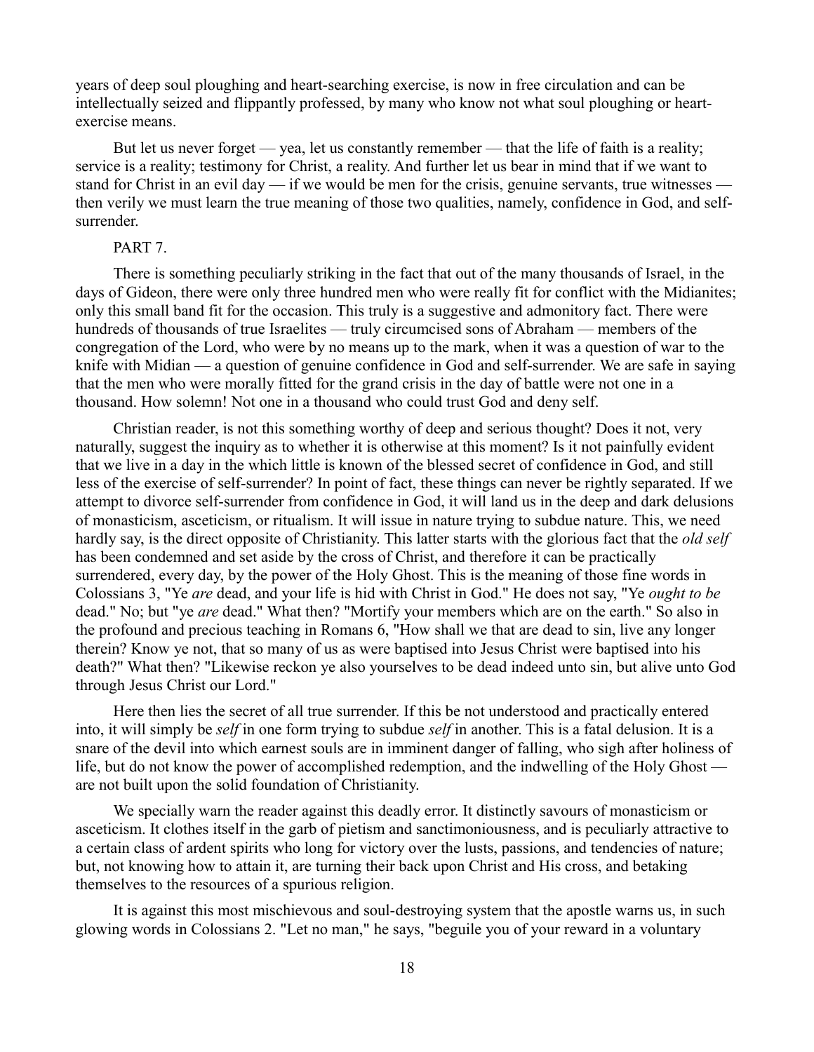years of deep soul ploughing and heart-searching exercise, is now in free circulation and can be intellectually seized and flippantly professed, by many who know not what soul ploughing or heart-exercise means.

But let us never forget — yea, let us constantly remember — that the life of faith is a reality; service is a reality; testimony for Christ, a reality. And further let us bear in mind that if we want to stand for Christ in an evil day — if we would be men for the crisis, genuine servants, true witnesses — then verily we must learn the true meaning of those two qualities, namely, confidence in God, and self-surrender.

PART 7.

There is something peculiarly striking in the fact that out of the many thousands of Israel, in the days of Gideon, there were only three hundred men who were really fit for conflict with the Midianites; only this small band fit for the occasion. This truly is a suggestive and admonitory fact. There were hundreds of thousands of true Israelites — truly circumcised sons of Abraham — members of the congregation of the Lord, who were by no means up to the mark, when it was a question of war to the knife with Midian — a question of genuine confidence in God and self-surrender. We are safe in saying that the men who were morally fitted for the grand crisis in the day of battle were not one in a thousand. How solemn! Not one in a thousand who could trust God and deny self.

Christian reader, is not this something worthy of deep and serious thought? Does it not, very naturally, suggest the inquiry as to whether it is otherwise at this moment? Is it not painfully evident that we live in a day in the which little is known of the blessed secret of confidence in God, and still less of the exercise of self-surrender? In point of fact, these things can never be rightly separated. If we attempt to divorce self-surrender from confidence in God, it will land us in the deep and dark delusions of monasticism, asceticism, or ritualism. It will issue in nature trying to subdue nature. This, we need hardly say, is the direct opposite of Christianity. This latter starts with the glorious fact that the *old self* has been condemned and set aside by the cross of Christ, and therefore it can be practically surrendered, every day, by the power of the Holy Ghost. This is the meaning of those fine words in Colossians 3, "Ye *are* dead, and your life is hid with Christ in God." He does not say, "Ye *ought to be* dead." No; but "ye *are* dead." What then? "Mortify your members which are on the earth." So also in the profound and precious teaching in Romans 6, "How shall we that are dead to sin, live any longer therein? Know ye not, that so many of us as were baptised into Jesus Christ were baptised into his death?" What then? "Likewise reckon ye also yourselves to be dead indeed unto sin, but alive unto God through Jesus Christ our Lord."

Here then lies the secret of all true surrender. If this be not understood and practically entered into, it will simply be *self* in one form trying to subdue *self* in another. This is a fatal delusion. It is a snare of the devil into which earnest souls are in imminent danger of falling, who sigh after holiness of life, but do not know the power of accomplished redemption, and the indwelling of the Holy Ghost — are not built upon the solid foundation of Christianity.

We specially warn the reader against this deadly error. It distinctly savours of monasticism or asceticism. It clothes itself in the garb of pietism and sanctimoniousness, and is peculiarly attractive to a certain class of ardent spirits who long for victory over the lusts, passions, and tendencies of nature; but, not knowing how to attain it, are turning their back upon Christ and His cross, and betaking themselves to the resources of a spurious religion.

It is against this most mischievous and soul-destroying system that the apostle warns us, in such glowing words in Colossians 2. "Let no man," he says, "beguile you of your reward in a voluntary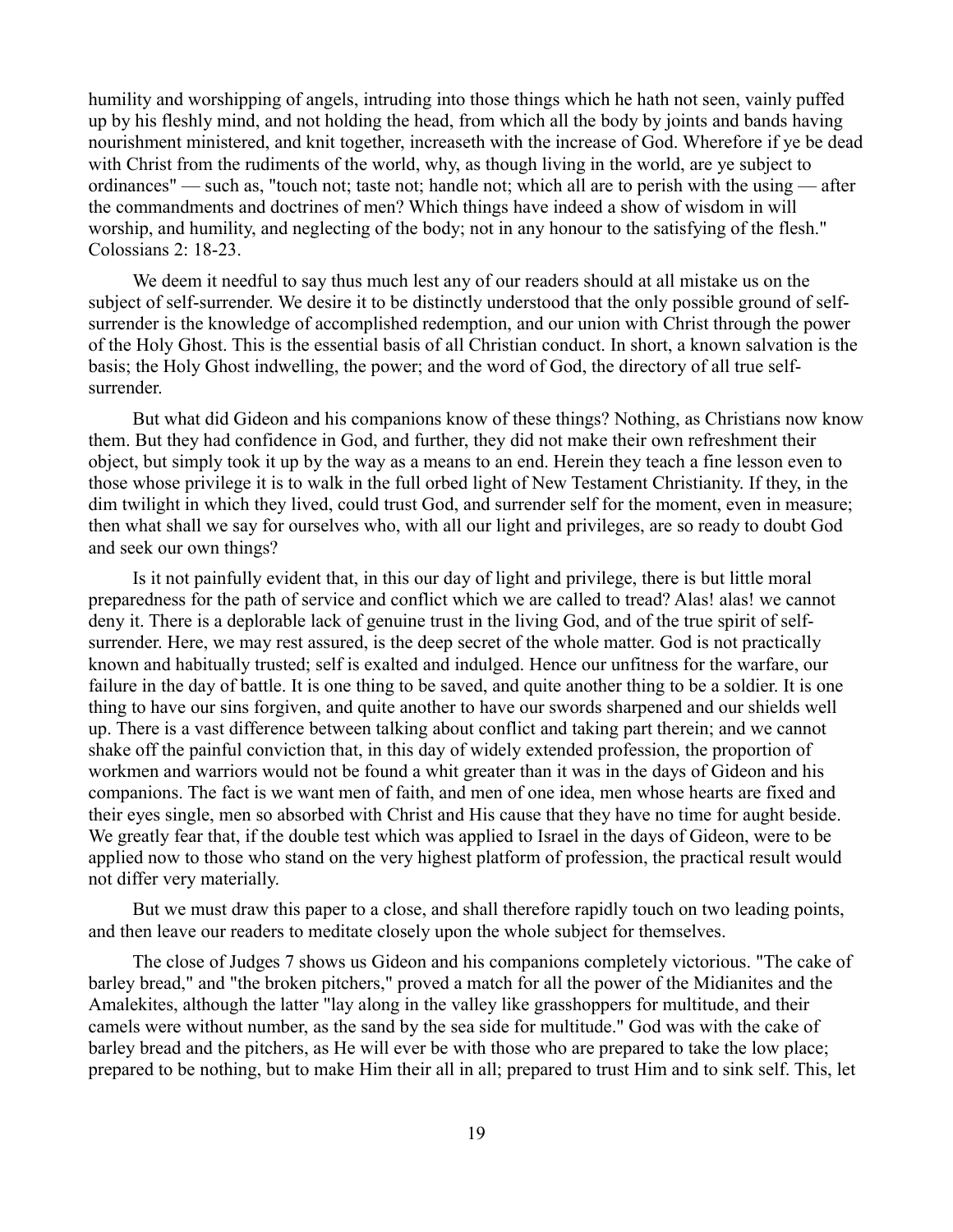humility and worshipping of angels, intruding into those things which he hath not seen, vainly puffed up by his fleshly mind, and not holding the head, from which all the body by joints and bands having nourishment ministered, and knit together, increaseth with the increase of God. Wherefore if ye be dead with Christ from the rudiments of the world, why, as though living in the world, are ye subject to ordinances" — such as, "touch not; taste not; handle not; which all are to perish with the using — after the commandments and doctrines of men? Which things have indeed a show of wisdom in will worship, and humility, and neglecting of the body; not in any honour to the satisfying of the flesh." Colossians 2: 18-23.

We deem it needful to say thus much lest any of our readers should at all mistake us on the subject of self-surrender. We desire it to be distinctly understood that the only possible ground of self-surrender is the knowledge of accomplished redemption, and our union with Christ through the power of the Holy Ghost. This is the essential basis of all Christian conduct. In short, a known salvation is the basis; the Holy Ghost indwelling, the power; and the word of God, the directory of all true self-surrender.

But what did Gideon and his companions know of these things? Nothing, as Christians now know them. But they had confidence in God, and further, they did not make their own refreshment their object, but simply took it up by the way as a means to an end. Herein they teach a fine lesson even to those whose privilege it is to walk in the full orbed light of New Testament Christianity. If they, in the dim twilight in which they lived, could trust God, and surrender self for the moment, even in measure; then what shall we say for ourselves who, with all our light and privileges, are so ready to doubt God and seek our own things?

Is it not painfully evident that, in this our day of light and privilege, there is but little moral preparedness for the path of service and conflict which we are called to tread? Alas! alas! we cannot deny it. There is a deplorable lack of genuine trust in the living God, and of the true spirit of self-surrender. Here, we may rest assured, is the deep secret of the whole matter. God is not practically known and habitually trusted; self is exalted and indulged. Hence our unfitness for the warfare, our failure in the day of battle. It is one thing to be saved, and quite another thing to be a soldier. It is one thing to have our sins forgiven, and quite another to have our swords sharpened and our shields well up. There is a vast difference between talking about conflict and taking part therein; and we cannot shake off the painful conviction that, in this day of widely extended profession, the proportion of workmen and warriors would not be found a whit greater than it was in the days of Gideon and his companions. The fact is we want men of faith, and men of one idea, men whose hearts are fixed and their eyes single, men so absorbed with Christ and His cause that they have no time for aught beside. We greatly fear that, if the double test which was applied to Israel in the days of Gideon, were to be applied now to those who stand on the very highest platform of profession, the practical result would not differ very materially.

But we must draw this paper to a close, and shall therefore rapidly touch on two leading points, and then leave our readers to meditate closely upon the whole subject for themselves.

The close of Judges 7 shows us Gideon and his companions completely victorious. "The cake of barley bread," and "the broken pitchers," proved a match for all the power of the Midianites and the Amalekites, although the latter "lay along in the valley like grasshoppers for multitude, and their camels were without number, as the sand by the sea side for multitude." God was with the cake of barley bread and the pitchers, as He will ever be with those who are prepared to take the low place; prepared to be nothing, but to make Him their all in all; prepared to trust Him and to sink self. This, let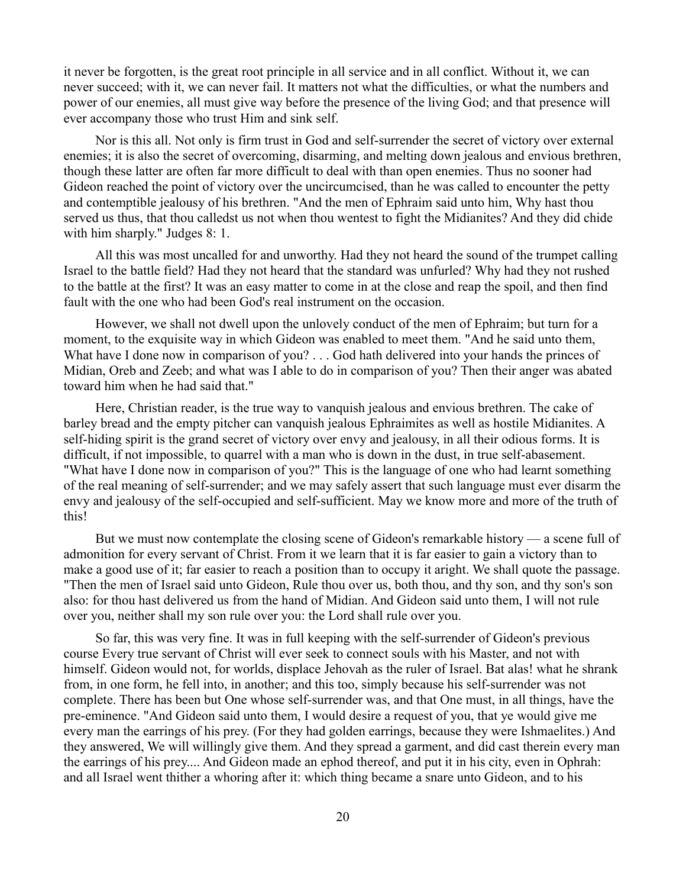it never be forgotten, is the great root principle in all service and in all conflict. Without it, we can never succeed; with it, we can never fail. It matters not what the difficulties, or what the numbers and power of our enemies, all must give way before the presence of the living God; and that presence will ever accompany those who trust Him and sink self.

Nor is this all. Not only is firm trust in God and self-surrender the secret of victory over external enemies; it is also the secret of overcoming, disarming, and melting down jealous and envious brethren, though these latter are often far more difficult to deal with than open enemies. Thus no sooner had Gideon reached the point of victory over the uncircumcised, than he was called to encounter the petty and contemptible jealousy of his brethren. "And the men of Ephraim said unto him, Why hast thou served us thus, that thou calledst us not when thou wentest to fight the Midianites? And they did chide with him sharply." Judges 8: 1.

All this was most uncalled for and unworthy. Had they not heard the sound of the trumpet calling Israel to the battle field? Had they not heard that the standard was unfurled? Why had they not rushed to the battle at the first? It was an easy matter to come in at the close and reap the spoil, and then find fault with the one who had been God's real instrument on the occasion.

However, we shall not dwell upon the unlovely conduct of the men of Ephraim; but turn for a moment, to the exquisite way in which Gideon was enabled to meet them. "And he said unto them, What have I done now in comparison of you? . . . God hath delivered into your hands the princes of Midian, Oreb and Zeeb; and what was I able to do in comparison of you? Then their anger was abated toward him when he had said that."

Here, Christian reader, is the true way to vanquish jealous and envious brethren. The cake of barley bread and the empty pitcher can vanquish jealous Ephraimites as well as hostile Midianites. A self-hiding spirit is the grand secret of victory over envy and jealousy, in all their odious forms. It is difficult, if not impossible, to quarrel with a man who is down in the dust, in true self-abasement. "What have I done now in comparison of you?" This is the language of one who had learnt something of the real meaning of self-surrender; and we may safely assert that such language must ever disarm the envy and jealousy of the self-occupied and self-sufficient. May we know more and more of the truth of this!

But we must now contemplate the closing scene of Gideon's remarkable history — a scene full of admonition for every servant of Christ. From it we learn that it is far easier to gain a victory than to make a good use of it; far easier to reach a position than to occupy it aright. We shall quote the passage. "Then the men of Israel said unto Gideon, Rule thou over us, both thou, and thy son, and thy son's son also: for thou hast delivered us from the hand of Midian. And Gideon said unto them, I will not rule over you, neither shall my son rule over you: the Lord shall rule over you.

So far, this was very fine. It was in full keeping with the self-surrender of Gideon's previous course Every true servant of Christ will ever seek to connect souls with his Master, and not with himself. Gideon would not, for worlds, displace Jehovah as the ruler of Israel. Bat alas! what he shrank from, in one form, he fell into, in another; and this too, simply because his self-surrender was not complete. There has been but One whose self-surrender was, and that One must, in all things, have the pre-eminence. "And Gideon said unto them, I would desire a request of you, that ye would give me every man the earrings of his prey. (For they had golden earrings, because they were Ishmaelites.) And they answered, We will willingly give them. And they spread a garment, and did cast therein every man the earrings of his prey.... And Gideon made an ephod thereof, and put it in his city, even in Ophrah: and all Israel went thither a whoring after it: which thing became a snare unto Gideon, and to his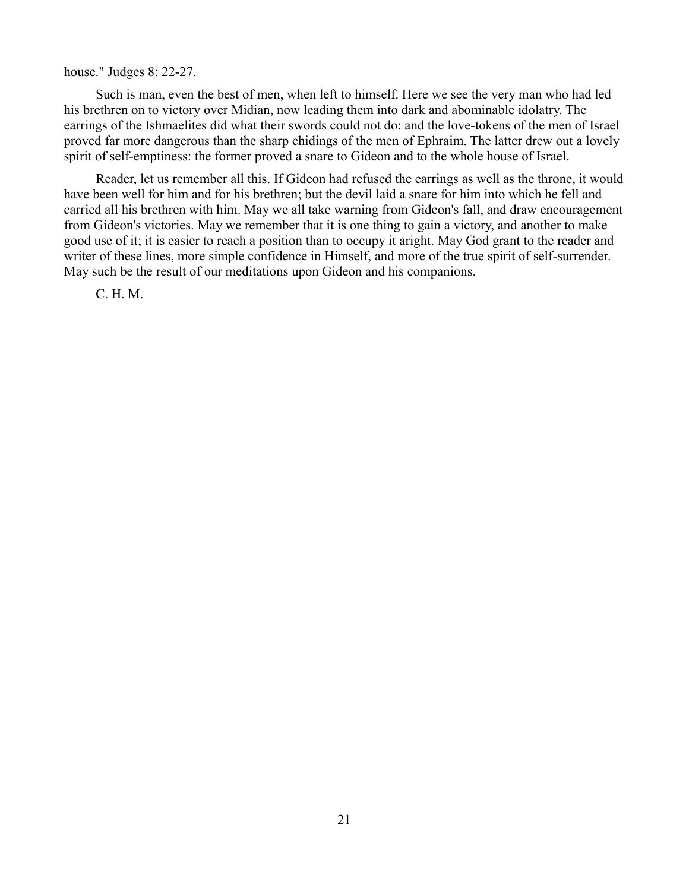house." Judges 8: 22-27.

Such is man, even the best of men, when left to himself. Here we see the very man who had led his brethren on to victory over Midian, now leading them into dark and abominable idolatry. The earrings of the Ishmaelites did what their swords could not do; and the love-tokens of the men of Israel proved far more dangerous than the sharp chidings of the men of Ephraim. The latter drew out a lovely spirit of self-emptiness: the former proved a snare to Gideon and to the whole house of Israel.

Reader, let us remember all this. If Gideon had refused the earrings as well as the throne, it would have been well for him and for his brethren; but the devil laid a snare for him into which he fell and carried all his brethren with him. May we all take warning from Gideon's fall, and draw encouragement from Gideon's victories. May we remember that it is one thing to gain a victory, and another to make good use of it; it is easier to reach a position than to occupy it aright. May God grant to the reader and writer of these lines, more simple confidence in Himself, and more of the true spirit of self-surrender. May such be the result of our meditations upon Gideon and his companions.

C. H. M.